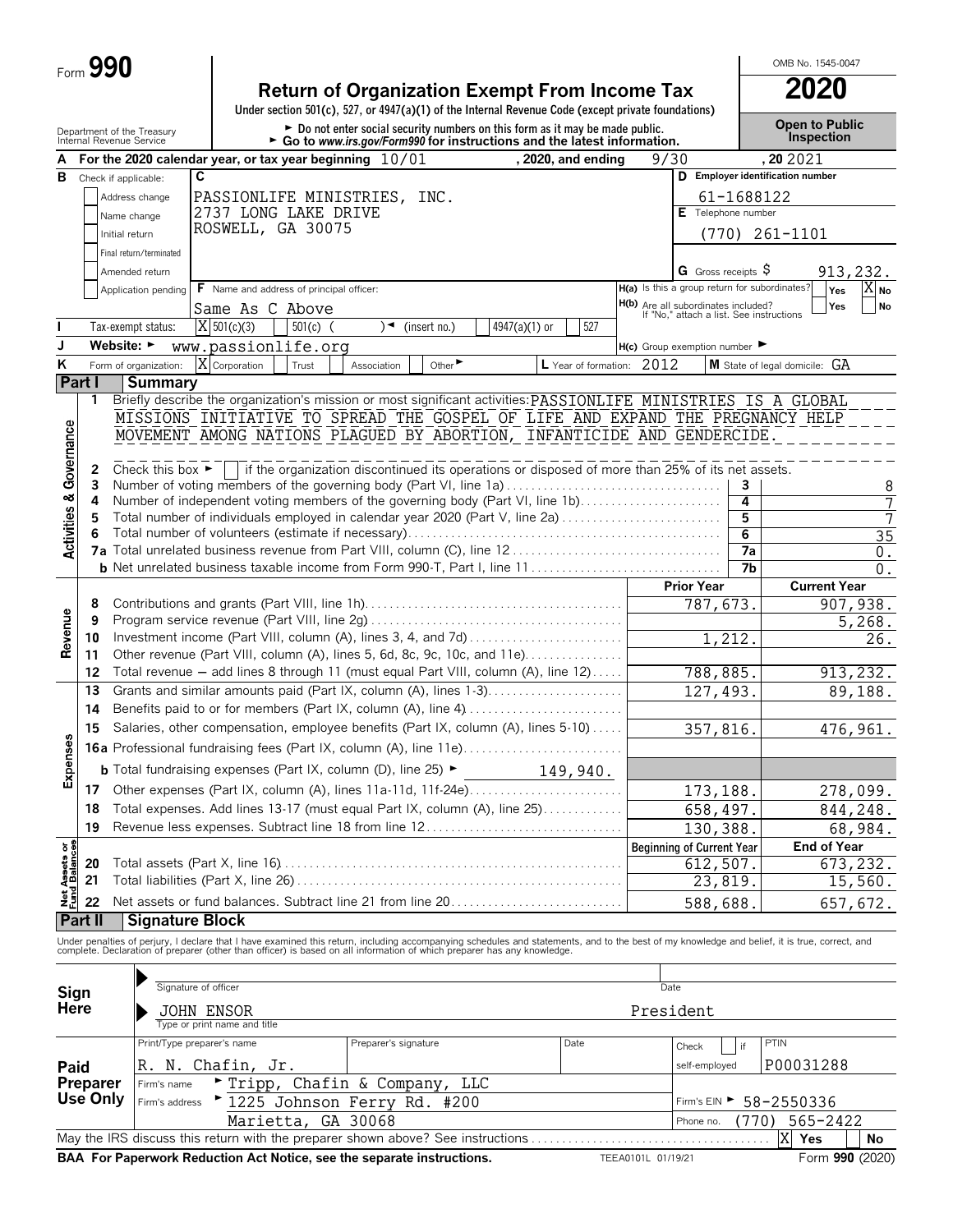# Form 990

## Return of Organization Exempt From Income Tax

**2020**

OMB No. 1545-0047

Under section 501(c), 527, or 4947(a)(1) of the Internal Revenue Code (except private foundations)

► Do not enter social security numbers on this form as it may be made public.
► Go to *www.irs.gov/Form990* for instructions and the latest information.

Department of the Treasury
Internal Revenue Service

**Open to Public Inspection**

**A** For the 2020 calendar year, or tax year beginning 10/01, 2020, and ending 9/30, 20 2021

**B** Check if applicable:
- Address change
- Name change
- Initial return
- Final return/terminated
- Amended return
- Application pending

**C** PASSIONLIFE MINISTRIES, INC.
2737 LONG LAKE DRIVE
ROSWELL, GA 30075

**D** Employer identification number: 61-1688122

**E** Telephone number: (770) 261-1101

**G** Gross receipts $ 913,232.

**F** Name and address of principal officer: Same As C Above

**H(a)** Is this a group return for subordinates? Yes [ ] No [X]

**H(b)** Are all subordinates included? Yes [ ] No [ ]
If "No," attach a list. See instructions

**H(c)** Group exemption number ►

**I** Tax-exempt status: [X] 501(c)(3) [ ] 501(c) ( ) ◄ (insert no.) [ ] 4947(a)(1) or [ ] 527

**J** Website: ► www.passionlife.org

**K** Form of organization: [X] Corporation [ ] Trust [ ] Association [ ] Other ►

**L** Year of formation: 2012

**M** State of legal domicile: GA

## Part I Summary

**Activities & Governance**

1 Briefly describe the organization's mission or most significant activities: PASSIONLIFE MINISTRIES IS A GLOBAL MISSIONS INITIATIVE TO SPREAD THE GOSPEL OF LIFE AND EXPAND THE PREGNANCY HELP MOVEMENT AMONG NATIONS PLAGUED BY ABORTION, INFANTICIDE AND GENDERCIDE.

2 Check this box ► [ ] if the organization discontinued its operations or disposed of more than 25% of its net assets.

| | | | |
|---|---|---|---|
| 3 | Number of voting members of the governing body (Part VI, line 1a) | 3 | 8 |
| 4 | Number of independent voting members of the governing body (Part VI, line 1b) | 4 | 7 |
| 5 | Total number of individuals employed in calendar year 2020 (Part V, line 2a) | 5 | 7 |
| 6 | Total number of volunteers (estimate if necessary) | 6 | 35 |
| 7a | Total unrelated business revenue from Part VIII, column (C), line 12 | 7a | 0. |
| b | Net unrelated business taxable income from Form 990-T, Part I, line 11 | 7b | 0. |

**Revenue**

| | | Prior Year | Current Year |
|---|---|---|---|
| 8 | Contributions and grants (Part VIII, line 1h) | 787,673. | 907,938. |
| 9 | Program service revenue (Part VIII, line 2g) | | 5,268. |
| 10 | Investment income (Part VIII, column (A), lines 3, 4, and 7d) | 1,212. | 26. |
| 11 | Other revenue (Part VIII, column (A), lines 5, 6d, 8c, 9c, 10c, and 11e) | | |
| 12 | Total revenue — add lines 8 through 11 (must equal Part VIII, column (A), line 12) | 788,885. | 913,232. |

**Expenses**

| | | Prior Year | Current Year |
|---|---|---|---|
| 13 | Grants and similar amounts paid (Part IX, column (A), lines 1-3) | 127,493. | 89,188. |
| 14 | Benefits paid to or for members (Part IX, column (A), line 4) | | |
| 15 | Salaries, other compensation, employee benefits (Part IX, column (A), lines 5-10) | 357,816. | 476,961. |
| 16a | Professional fundraising fees (Part IX, column (A), line 11e) | | |
| b | Total fundraising expenses (Part IX, column (D), line 25) ► 149,940. | | |
| 17 | Other expenses (Part IX, column (A), lines 11a-11d, 11f-24e) | 173,188. | 278,099. |
| 18 | Total expenses. Add lines 13-17 (must equal Part IX, column (A), line 25) | 658,497. | 844,248. |
| 19 | Revenue less expenses. Subtract line 18 from line 12 | 130,388. | 68,984. |

**Net Assets or Fund Balances**

| | | Beginning of Current Year | End of Year |
|---|---|---|---|
| 20 | Total assets (Part X, line 16) | 612,507. | 673,232. |
| 21 | Total liabilities (Part X, line 26) | 23,819. | 15,560. |
| 22 | Net assets or fund balances. Subtract line 21 from line 20 | 588,688. | 657,672. |

## Part II Signature Block

Under penalties of perjury, I declare that I have examined this return, including accompanying schedules and statements, and to the best of my knowledge and belief, it is true, correct, and complete. Declaration of preparer (other than officer) is based on all information of which preparer has any knowledge.

**Sign Here**

Signature of officer ▶ | Date

JOHN ENSOR President
Type or print name and title

**Paid Preparer Use Only**

| Print/Type preparer's name | Preparer's signature | Date | Check [ ] if self-employed | PTIN |
|---|---|---|---|---|
| R. N. Chafin, Jr. | | | | P00031288 |

Firm's name ► Tripp, Chafin & Company, LLC
Firm's address ► 1225 Johnson Ferry Rd. #200, Marietta, GA 30068
Firm's EIN ► 58-2550336
Phone no. (770) 565-2422

May the IRS discuss this return with the preparer shown above? See instructions [X] Yes [ ] No

BAA For Paperwork Reduction Act Notice, see the separate instructions. TEEA0101L 01/19/21 Form **990** (2020)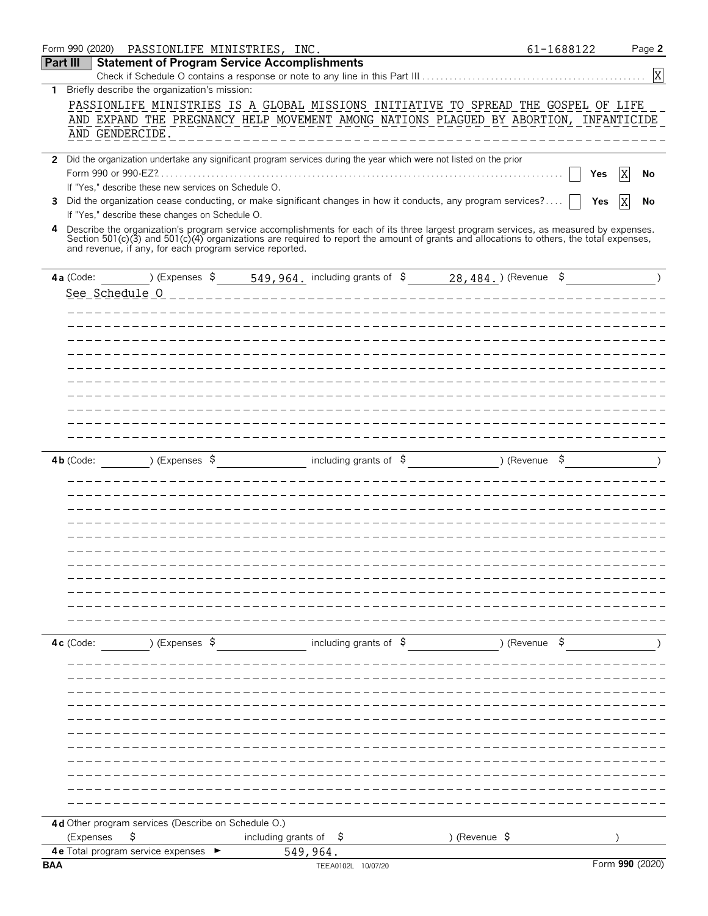Form 990 (2020) PASSIONLIFE MINISTRIES, INC. 61-1688122 Page **2**

## Part III Statement of Program Service Accomplishments

Check if Schedule O contains a response or note to any line in this Part III . . . . . [X]

**1** Briefly describe the organization's mission:

PASSIONLIFE MINISTRIES IS A GLOBAL MISSIONS INITIATIVE TO SPREAD THE GOSPEL OF LIFE AND EXPAND THE PREGNANCY HELP MOVEMENT AMONG NATIONS PLAGUED BY ABORTION, INFANTICIDE AND GENDERCIDE.

**2** Did the organization undertake any significant program services during the year which were not listed on the prior Form 990 or 990-EZ? . . . . . [ ] **Yes** [X] **No**

If "Yes," describe these new services on Schedule O.

**3** Did the organization cease conducting, or make significant changes in how it conducts, any program services? . . . . [ ] **Yes** [X] **No**

If "Yes," describe these changes on Schedule O.

**4** Describe the organization's program service accomplishments for each of its three largest program services, as measured by expenses. Section 501(c)(3) and 501(c)(4) organizations are required to report the amount of grants and allocations to others, the total expenses, and revenue, if any, for each program service reported.

**4a** (Code: ) (Expenses $ 549,964. including grants of $ 28,484. ) (Revenue $ )

See Schedule O

**4b** (Code: ) (Expenses $ including grants of $ ) (Revenue $ )

**4c** (Code: ) (Expenses $ including grants of $ ) (Revenue $ )

**4d** Other program services (Describe on Schedule O.)

(Expenses $ including grants of $ ) (Revenue $ )

**4e** Total program service expenses ► 549,964.

BAA TEEA0102L 10/07/20 Form **990** (2020)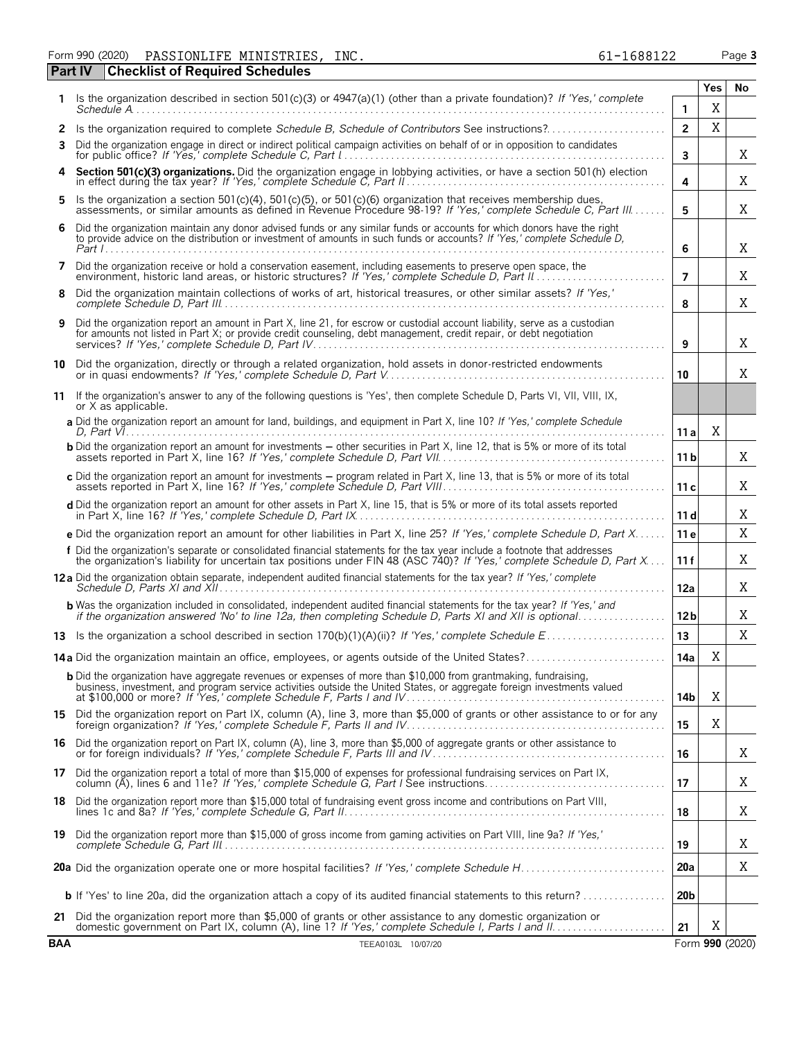Form 990 (2020) PASSIONLIFE MINISTRIES, INC. 61-1688122 Page 3

**Part IV Checklist of Required Schedules**

| | | | Yes | No |
|---|---|---|---|---|
| 1 | Is the organization described in section 501(c)(3) or 4947(a)(1) (other than a private foundation)? *If 'Yes,' complete Schedule A* | 1 | X | |
| 2 | Is the organization required to complete *Schedule B, Schedule of Contributors* See instructions? | 2 | X | |
| 3 | Did the organization engage in direct or indirect political campaign activities on behalf of or in opposition to candidates for public office? *If 'Yes,' complete Schedule C, Part I* | 3 | | X |
| 4 | **Section 501(c)(3) organizations.** Did the organization engage in lobbying activities, or have a section 501(h) election in effect during the tax year? *If 'Yes,' complete Schedule C, Part II* | 4 | | X |
| 5 | Is the organization a section 501(c)(4), 501(c)(5), or 501(c)(6) organization that receives membership dues, assessments, or similar amounts as defined in Revenue Procedure 98-19? *If 'Yes,' complete Schedule C, Part III* | 5 | | X |
| 6 | Did the organization maintain any donor advised funds or any similar funds or accounts for which donors have the right to provide advice on the distribution or investment of amounts in such funds or accounts? *If 'Yes,' complete Schedule D, Part I* | 6 | | X |
| 7 | Did the organization receive or hold a conservation easement, including easements to preserve open space, the environment, historic land areas, or historic structures? *If 'Yes,' complete Schedule D, Part II* | 7 | | X |
| 8 | Did the organization maintain collections of works of art, historical treasures, or other similar assets? *If 'Yes,' complete Schedule D, Part III* | 8 | | X |
| 9 | Did the organization report an amount in Part X, line 21, for escrow or custodial account liability, serve as a custodian for amounts not listed in Part X; or provide credit counseling, debt management, credit repair, or debt negotiation services? *If 'Yes,' complete Schedule D, Part IV* | 9 | | X |
| 10 | Did the organization, directly or through a related organization, hold assets in donor-restricted endowments or in quasi endowments? *If 'Yes,' complete Schedule D, Part V* | 10 | | X |
| 11 | If the organization's answer to any of the following questions is 'Yes', then complete Schedule D, Parts VI, VII, VIII, IX, or X as applicable. | | | |
| | **a** Did the organization report an amount for land, buildings, and equipment in Part X, line 10? *If 'Yes,' complete Schedule D, Part VI* | 11a | X | |
| | **b** Did the organization report an amount for investments – other securities in Part X, line 12, that is 5% or more of its total assets reported in Part X, line 16? *If 'Yes,' complete Schedule D, Part VII* | 11b | | X |
| | **c** Did the organization report an amount for investments – program related in Part X, line 13, that is 5% or more of its total assets reported in Part X, line 16? *If 'Yes,' complete Schedule D, Part VIII* | 11c | | X |
| | **d** Did the organization report an amount for other assets in Part X, line 15, that is 5% or more of its total assets reported in Part X, line 16? *If 'Yes,' complete Schedule D, Part IX* | 11d | | X |
| | **e** Did the organization report an amount for other liabilities in Part X, line 25? *If 'Yes,' complete Schedule D, Part X* | 11e | | X |
| | **f** Did the organization's separate or consolidated financial statements for the tax year include a footnote that addresses the organization's liability for uncertain tax positions under FIN 48 (ASC 740)? *If 'Yes,' complete Schedule D, Part X* | 11f | | X |
| 12a | Did the organization obtain separate, independent audited financial statements for the tax year? *If 'Yes,' complete Schedule D, Parts XI and XII* | 12a | | X |
| | **b** Was the organization included in consolidated, independent audited financial statements for the tax year? *If 'Yes,' and if the organization answered 'No' to line 12a, then completing Schedule D, Parts XI and XII is optional* | 12b | | X |
| 13 | Is the organization a school described in section 170(b)(1)(A)(ii)? *If 'Yes,' complete Schedule E* | 13 | | X |
| 14a | Did the organization maintain an office, employees, or agents outside of the United States? | 14a | X | |
| | **b** Did the organization have aggregate revenues or expenses of more than $10,000 from grantmaking, fundraising, business, investment, and program service activities outside the United States, or aggregate foreign investments valued at $100,000 or more? *If 'Yes,' complete Schedule F, Parts I and IV* | 14b | X | |
| 15 | Did the organization report on Part IX, column (A), line 3, more than $5,000 of grants or other assistance to or for any foreign organization? *If 'Yes,' complete Schedule F, Parts II and IV* | 15 | X | |
| 16 | Did the organization report on Part IX, column (A), line 3, more than $5,000 of aggregate grants or other assistance to or for foreign individuals? *If 'Yes,' complete Schedule F, Parts III and IV* | 16 | | X |
| 17 | Did the organization report a total of more than $15,000 of expenses for professional fundraising services on Part IX, column (A), lines 6 and 11e? *If 'Yes,' complete Schedule G, Part I* See instructions | 17 | | X |
| 18 | Did the organization report more than $15,000 total of fundraising event gross income and contributions on Part VIII, lines 1c and 8a? *If 'Yes,' complete Schedule G, Part II* | 18 | | X |
| 19 | Did the organization report more than $15,000 of gross income from gaming activities on Part VIII, line 9a? *If 'Yes,' complete Schedule G, Part III* | 19 | | X |
| 20a | Did the organization operate one or more hospital facilities? *If 'Yes,' complete Schedule H* | 20a | | X |
| | **b** If 'Yes' to line 20a, did the organization attach a copy of its audited financial statements to this return? | 20b | | |
| 21 | Did the organization report more than $5,000 of grants or other assistance to any domestic organization or domestic government on Part IX, column (A), line 1? *If 'Yes,' complete Schedule I, Parts I and II* | 21 | X | |

BAA TEEA0103L 10/07/20 Form **990** (2020)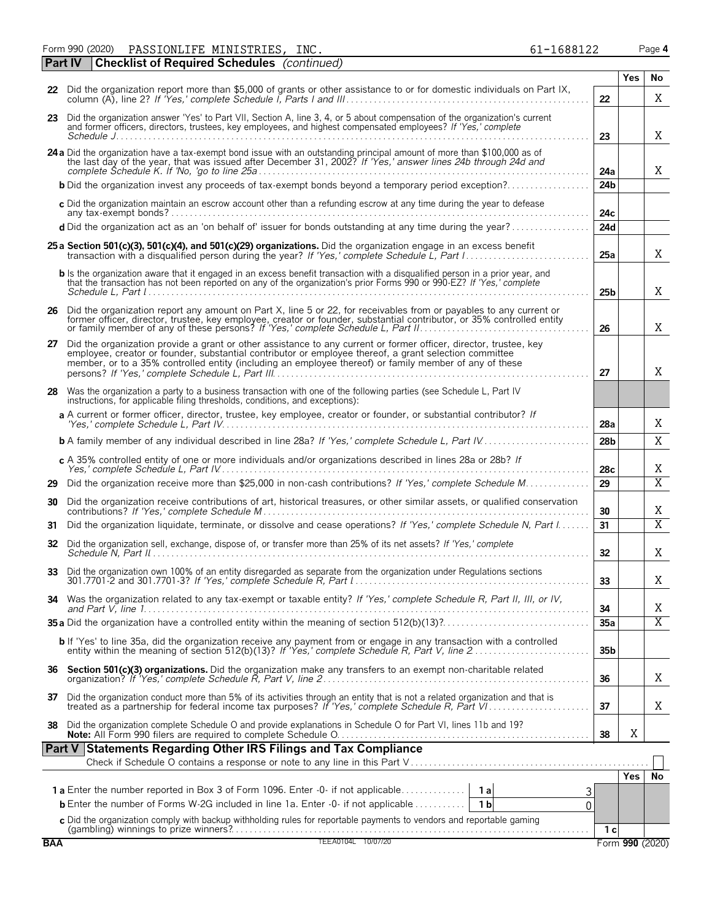Form 990 (2020) PASSIONLIFE MINISTRIES, INC. 61-1688122 Page 4

## Part IV Checklist of Required Schedules *(continued)*

| | | | Yes | No |
|---|---|---|---|---|
| 22 | Did the organization report more than $5,000 of grants or other assistance to or for domestic individuals on Part IX, column (A), line 2? *If 'Yes,' complete Schedule I, Parts I and III* | 22 | | X |
| 23 | Did the organization answer 'Yes' to Part VII, Section A, line 3, 4, or 5 about compensation of the organization's current and former officers, directors, trustees, key employees, and highest compensated employees? *If 'Yes,' complete Schedule J* | 23 | | X |
| 24a | Did the organization have a tax-exempt bond issue with an outstanding principal amount of more than $100,000 as of the last day of the year, that was issued after December 31, 2002? *If 'Yes,' answer lines 24b through 24d and complete Schedule K. If 'No,' go to line 25a* | 24a | | X |
| b | Did the organization invest any proceeds of tax-exempt bonds beyond a temporary period exception? | 24b | | |
| c | Did the organization maintain an escrow account other than a refunding escrow at any time during the year to defease any tax-exempt bonds? | 24c | | |
| d | Did the organization act as an 'on behalf of' issuer for bonds outstanding at any time during the year? | 24d | | |
| 25a | **Section 501(c)(3), 501(c)(4), and 501(c)(29) organizations.** Did the organization engage in an excess benefit transaction with a disqualified person during the year? *If 'Yes,' complete Schedule L, Part I* | 25a | | X |
| b | Is the organization aware that it engaged in an excess benefit transaction with a disqualified person in a prior year, and that the transaction has not been reported on any of the organization's prior Forms 990 or 990-EZ? *If 'Yes,' complete Schedule L, Part I* | 25b | | X |
| 26 | Did the organization report any amount on Part X, line 5 or 22, for receivables from or payables to any current or former officer, director, trustee, key employee, creator or founder, substantial contributor, or 35% controlled entity or family member of any of these persons? *If 'Yes,' complete Schedule L, Part II* | 26 | | X |
| 27 | Did the organization provide a grant or other assistance to any current or former officer, director, trustee, key employee, creator or founder, substantial contributor or employee thereof, a grant selection committee member, or to a 35% controlled entity (including an employee thereof) or family member of any of these persons? *If 'Yes,' complete Schedule L, Part III* | 27 | | X |
| 28 | Was the organization a party to a business transaction with one of the following parties (see Schedule L, Part IV instructions, for applicable filing thresholds, conditions, and exceptions): | | | |
| a | A current or former officer, director, trustee, key employee, creator or founder, or substantial contributor? *If 'Yes,' complete Schedule L, Part IV* | 28a | | X |
| b | A family member of any individual described in line 28a? *If 'Yes,' complete Schedule L, Part IV* | 28b | | X |
| c | A 35% controlled entity of one or more individuals and/or organizations described in lines 28a or 28b? *If Yes,' complete Schedule L, Part IV* | 28c | | X |
| 29 | Did the organization receive more than $25,000 in non-cash contributions? *If 'Yes,' complete Schedule M* | 29 | | X |
| 30 | Did the organization receive contributions of art, historical treasures, or other similar assets, or qualified conservation contributions? *If 'Yes,' complete Schedule M* | 30 | | X |
| 31 | Did the organization liquidate, terminate, or dissolve and cease operations? *If 'Yes,' complete Schedule N, Part I* | 31 | | X |
| 32 | Did the organization sell, exchange, dispose of, or transfer more than 25% of its net assets? *If 'Yes,' complete Schedule N, Part II* | 32 | | X |
| 33 | Did the organization own 100% of an entity disregarded as separate from the organization under Regulations sections 301.7701-2 and 301.7701-3? *If 'Yes,' complete Schedule R, Part I* | 33 | | X |
| 34 | Was the organization related to any tax-exempt or taxable entity? *If 'Yes,' complete Schedule R, Part II, III, or IV, and Part V, line 1* | 34 | | X |
| 35a | Did the organization have a controlled entity within the meaning of section 512(b)(13)? | 35a | | X |
| b | If 'Yes' to line 35a, did the organization receive any payment from or engage in any transaction with a controlled entity within the meaning of section 512(b)(13)? *If 'Yes,' complete Schedule R, Part V, line 2* | 35b | | |
| 36 | **Section 501(c)(3) organizations.** Did the organization make any transfers to an exempt non-charitable related organization? *If 'Yes,' complete Schedule R, Part V, line 2* | 36 | | X |
| 37 | Did the organization conduct more than 5% of its activities through an entity that is not a related organization and that is treated as a partnership for federal income tax purposes? *If 'Yes,' complete Schedule R, Part VI* | 37 | | X |
| 38 | Did the organization complete Schedule O and provide explanations in Schedule O for Part VI, lines 11b and 19? **Note:** All Form 990 filers are required to complete Schedule O. | 38 | X | |

## Part V Statements Regarding Other IRS Filings and Tax Compliance

Check if Schedule O contains a response or note to any line in this Part V ☐

| | | | | | Yes | No |
|---|---|---|---|---|---|---|
| 1a | Enter the number reported in Box 3 of Form 1096. Enter -0- if not applicable | 1a | 3 | | | |
| b | Enter the number of Forms W-2G included in line 1a. Enter -0- if not applicable | 1b | 0 | | | |
| c | Did the organization comply with backup withholding rules for reportable payments to vendors and reportable gaming (gambling) winnings to prize winners? | | | 1c | | |

BAA TEEA0104L 10/07/20 Form **990** (2020)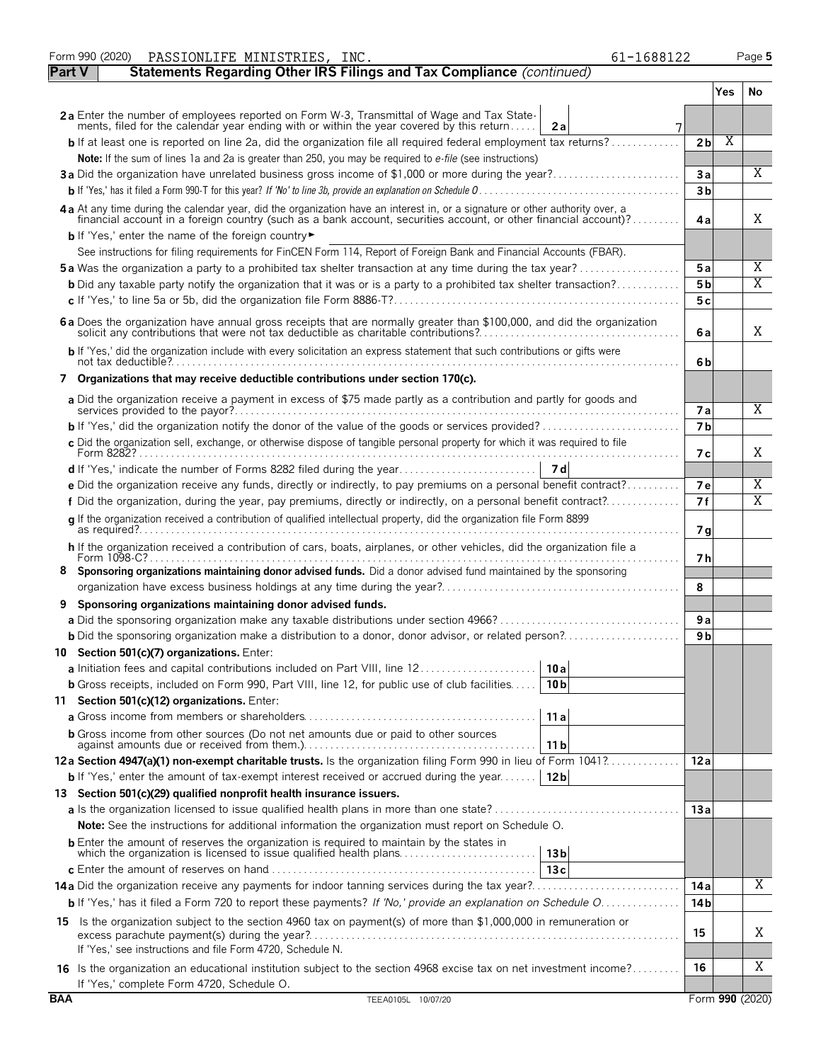Form 990 (2020) PASSIONLIFE MINISTRIES, INC. 61-1688122

## Part V Statements Regarding Other IRS Filings and Tax Compliance *(continued)*

| | | | Yes | No |
|---|---|---|---|---|
| **2a** Enter the number of employees reported on Form W-3, Transmittal of Wage and Tax Statements, filed for the calendar year ending with or within the year covered by this return | **2a** 7 | | | |
| **b** If at least one is reported on line 2a, did the organization file all required federal employment tax returns? | | 2b | X | |
| **Note:** If the sum of lines 1a and 2a is greater than 250, you may be required to *e-file* (see instructions) | | | | |
| **3a** Did the organization have unrelated business gross income of $1,000 or more during the year? | | 3a | | X |
| **b** If 'Yes,' has it filed a Form 990-T for this year? *If 'No' to line 3b, provide an explanation on Schedule O* | | 3b | | |
| **4a** At any time during the calendar year, did the organization have an interest in, or a signature or other authority over, a financial account in a foreign country (such as a bank account, securities account, or other financial account)? | | 4a | | X |
| **b** If 'Yes,' enter the name of the foreign country ► | | | | |
| See instructions for filing requirements for FinCEN Form 114, Report of Foreign Bank and Financial Accounts (FBAR). | | | | |
| **5a** Was the organization a party to a prohibited tax shelter transaction at any time during the tax year? | | 5a | | X |
| **b** Did any taxable party notify the organization that it was or is a party to a prohibited tax shelter transaction? | | 5b | | X |
| **c** If 'Yes,' to line 5a or 5b, did the organization file Form 8886-T? | | 5c | | |
| **6a** Does the organization have annual gross receipts that are normally greater than $100,000, and did the organization solicit any contributions that were not tax deductible as charitable contributions? | | 6a | | X |
| **b** If 'Yes,' did the organization include with every solicitation an express statement that such contributions or gifts were not tax deductible? | | 6b | | |
| **7 Organizations that may receive deductible contributions under section 170(c).** | | | | |
| **a** Did the organization receive a payment in excess of $75 made partly as a contribution and partly for goods and services provided to the payor? | | 7a | | X |
| **b** If 'Yes,' did the organization notify the donor of the value of the goods or services provided? | | 7b | | |
| **c** Did the organization sell, exchange, or otherwise dispose of tangible personal property for which it was required to file Form 8282? | | 7c | | X |
| **d** If 'Yes,' indicate the number of Forms 8282 filed during the year | **7d** | | | |
| **e** Did the organization receive any funds, directly or indirectly, to pay premiums on a personal benefit contract? | | 7e | | X |
| **f** Did the organization, during the year, pay premiums, directly or indirectly, on a personal benefit contract? | | 7f | | X |
| **g** If the organization received a contribution of qualified intellectual property, did the organization file Form 8899 as required? | | 7g | | |
| **h** If the organization received a contribution of cars, boats, airplanes, or other vehicles, did the organization file a Form 1098-C? | | 7h | | |
| **8 Sponsoring organizations maintaining donor advised funds.** Did a donor advised fund maintained by the sponsoring organization have excess business holdings at any time during the year? | | 8 | | |
| **9 Sponsoring organizations maintaining donor advised funds.** | | | | |
| **a** Did the sponsoring organization make any taxable distributions under section 4966? | | 9a | | |
| **b** Did the sponsoring organization make a distribution to a donor, donor advisor, or related person? | | 9b | | |
| **10 Section 501(c)(7) organizations.** Enter: | | | | |
| **a** Initiation fees and capital contributions included on Part VIII, line 12 | **10a** | | | |
| **b** Gross receipts, included on Form 990, Part VIII, line 12, for public use of club facilities | **10b** | | | |
| **11 Section 501(c)(12) organizations.** Enter: | | | | |
| **a** Gross income from members or shareholders | **11a** | | | |
| **b** Gross income from other sources (Do not net amounts due or paid to other sources against amounts due or received from them.) | **11b** | | | |
| **12a Section 4947(a)(1) non-exempt charitable trusts.** Is the organization filing Form 990 in lieu of Form 1041? | | 12a | | |
| **b** If 'Yes,' enter the amount of tax-exempt interest received or accrued during the year | **12b** | | | |
| **13 Section 501(c)(29) qualified nonprofit health insurance issuers.** | | | | |
| **a** Is the organization licensed to issue qualified health plans in more than one state? | | 13a | | |
| **Note:** See the instructions for additional information the organization must report on Schedule O. | | | | |
| **b** Enter the amount of reserves the organization is required to maintain by the states in which the organization is licensed to issue qualified health plans | **13b** | | | |
| **c** Enter the amount of reserves on hand | **13c** | | | |
| **14a** Did the organization receive any payments for indoor tanning services during the tax year? | | 14a | | X |
| **b** If 'Yes,' has it filed a Form 720 to report these payments? *If 'No,' provide an explanation on Schedule O* | | 14b | | |
| **15** Is the organization subject to the section 4960 tax on payment(s) of more than $1,000,000 in remuneration or excess parachute payment(s) during the year? If 'Yes,' see instructions and file Form 4720, Schedule N. | | 15 | | X |
| **16** Is the organization an educational institution subject to the section 4968 excise tax on net investment income? If 'Yes,' complete Form 4720, Schedule O. | | 16 | | X |

BAA TEEA0105L 10/07/20 Form **990** (2020)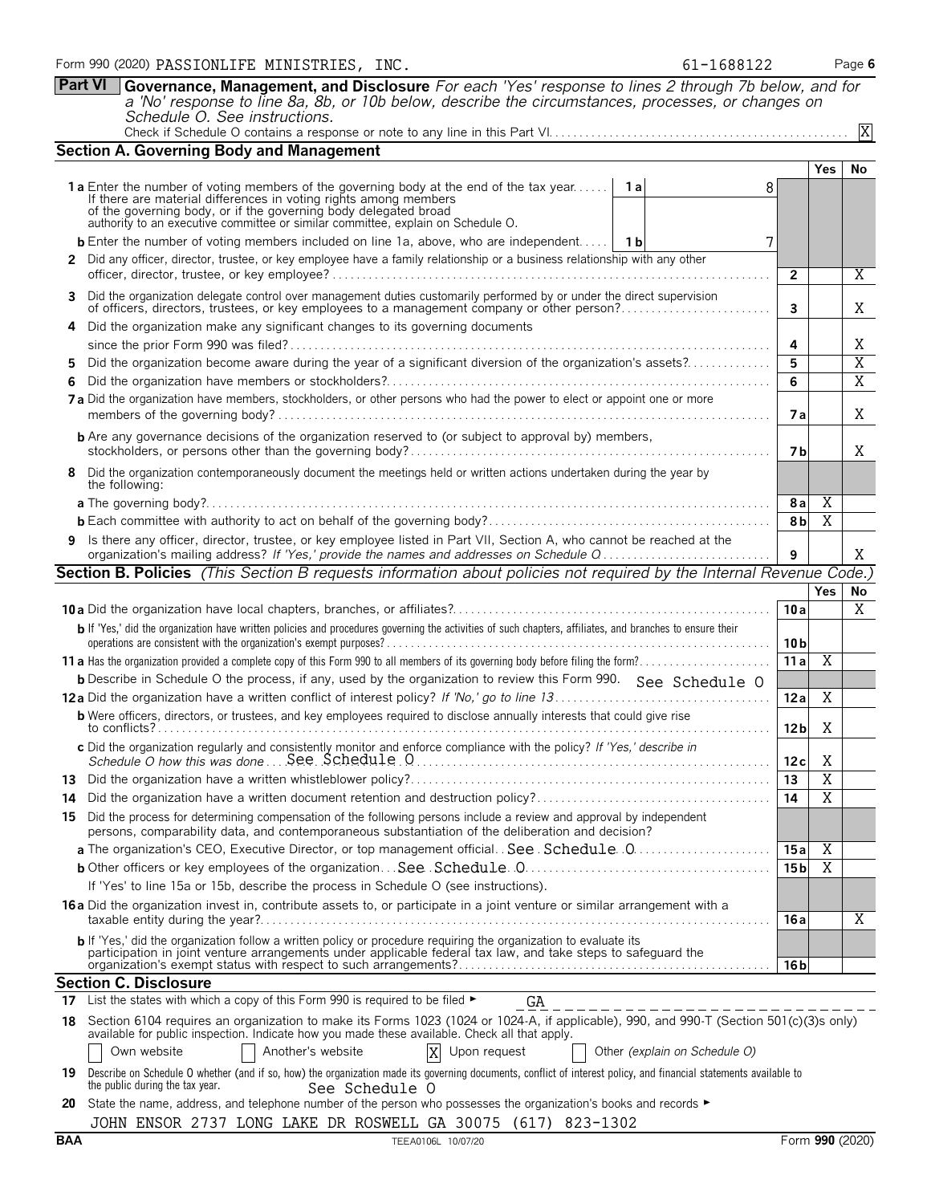Form 990 (2020) PASSIONLIFE MINISTRIES, INC. 61-1688122

**Part VI Governance, Management, and Disclosure** *For each 'Yes' response to lines 2 through 7b below, and for a 'No' response to line 8a, 8b, or 10b below, describe the circumstances, processes, or changes on Schedule O. See instructions.*

Check if Schedule O contains a response or note to any line in this Part VI . . . . . . X

## Section A. Governing Body and Management

| | | | Yes | No |
|---|---|---|---|---|
| **1 a** Enter the number of voting members of the governing body at the end of the tax year. If there are material differences in voting rights among members of the governing body, or if the governing body delegated broad authority to an executive committee or similar committee, explain on Schedule O. | 1a: 8 | | | |
| **b** Enter the number of voting members included on line 1a, above, who are independent | 1b: 7 | | | |
| **2** Did any officer, director, trustee, or key employee have a family relationship or a business relationship with any other officer, director, trustee, or key employee? | | 2 | | X |
| **3** Did the organization delegate control over management duties customarily performed by or under the direct supervision of officers, directors, trustees, or key employees to a management company or other person? | | 3 | | X |
| **4** Did the organization make any significant changes to its governing documents since the prior Form 990 was filed? | | 4 | | X |
| **5** Did the organization become aware during the year of a significant diversion of the organization's assets? | | 5 | | X |
| **6** Did the organization have members or stockholders? | | 6 | | X |
| **7 a** Did the organization have members, stockholders, or other persons who had the power to elect or appoint one or more members of the governing body? | | 7a | | X |
| **b** Are any governance decisions of the organization reserved to (or subject to approval by) members, stockholders, or persons other than the governing body? | | 7b | | X |
| **8** Did the organization contemporaneously document the meetings held or written actions undertaken during the year by the following: | | | | |
| **a** The governing body? | | 8a | X | |
| **b** Each committee with authority to act on behalf of the governing body? | | 8b | X | |
| **9** Is there any officer, director, trustee, or key employee listed in Part VII, Section A, who cannot be reached at the organization's mailing address? *If 'Yes,' provide the names and addresses on Schedule O* | | 9 | | X |

## Section B. Policies *(This Section B requests information about policies not required by the Internal Revenue Code.)*

| | | Yes | No |
|---|---|---|---|
| **10 a** Did the organization have local chapters, branches, or affiliates? | 10a | | X |
| **b** If 'Yes,' did the organization have written policies and procedures governing the activities of such chapters, affiliates, and branches to ensure their operations are consistent with the organization's exempt purposes? | 10b | | |
| **11 a** Has the organization provided a complete copy of this Form 990 to all members of its governing body before filing the form? | 11a | X | |
| **b** Describe in Schedule O the process, if any, used by the organization to review this Form 990. See Schedule O | | | |
| **12 a** Did the organization have a written conflict of interest policy? *If 'No,' go to line 13* | 12a | X | |
| **b** Were officers, directors, or trustees, and key employees required to disclose annually interests that could give rise to conflicts? | 12b | X | |
| **c** Did the organization regularly and consistently monitor and enforce compliance with the policy? *If 'Yes,' describe in Schedule O how this was done* See Schedule O | 12c | X | |
| **13** Did the organization have a written whistleblower policy? | 13 | X | |
| **14** Did the organization have a written document retention and destruction policy? | 14 | X | |
| **15** Did the process for determining compensation of the following persons include a review and approval by independent persons, comparability data, and contemporaneous substantiation of the deliberation and decision? | | | |
| **a** The organization's CEO, Executive Director, or top management official See Schedule O | 15a | X | |
| **b** Other officers or key employees of the organization See Schedule O | 15b | X | |
| If 'Yes' to line 15a or 15b, describe the process in Schedule O (see instructions). | | | |
| **16 a** Did the organization invest in, contribute assets to, or participate in a joint venture or similar arrangement with a taxable entity during the year? | 16a | | X |
| **b** If 'Yes,' did the organization follow a written policy or procedure requiring the organization to evaluate its participation in joint venture arrangements under applicable federal tax law, and take steps to safeguard the organization's exempt status with respect to such arrangements? | 16b | | |

## Section C. Disclosure

**17** List the states with which a copy of this Form 990 is required to be filed ► GA

**18** Section 6104 requires an organization to make its Forms 1023 (1024 or 1024-A, if applicable), 990, and 990-T (Section 501(c)(3)s only) available for public inspection. Indicate how you made these available. Check all that apply.

☐ Own website ☐ Another's website ☒ Upon request ☐ Other *(explain on Schedule O)*

**19** Describe on Schedule O whether (and if so, how) the organization made its governing documents, conflict of interest policy, and financial statements available to the public during the tax year. See Schedule O

**20** State the name, address, and telephone number of the person who possesses the organization's books and records ►

JOHN ENSOR 2737 LONG LAKE DR ROSWELL GA 30075 (617) 823-1302

BAA TEEA0106L 10/07/20 Form **990** (2020)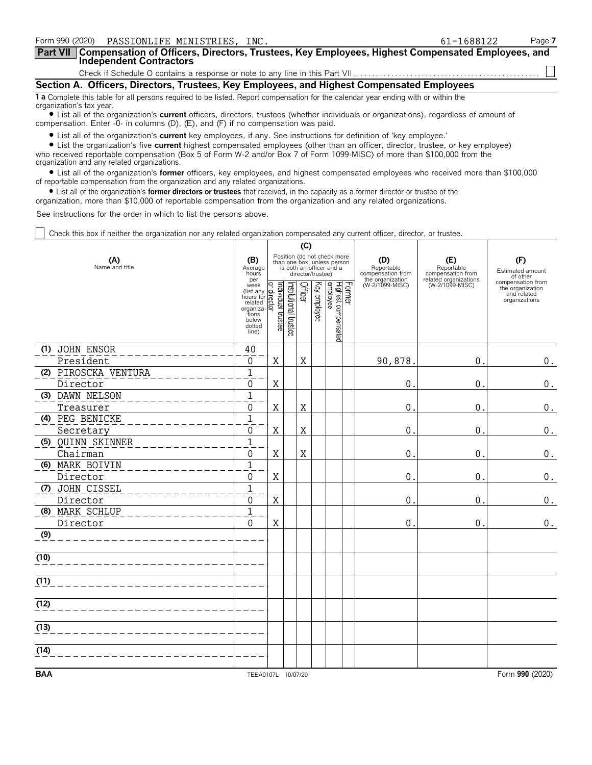Form 990 (2020) PASSIONLIFE MINISTRIES, INC. 61-1688122

## Part VII Compensation of Officers, Directors, Trustees, Key Employees, Highest Compensated Employees, and Independent Contractors

Check if Schedule O contains a response or note to any line in this Part VII. ☐

### Section A. Officers, Directors, Trustees, Key Employees, and Highest Compensated Employees

**1 a** Complete this table for all persons required to be listed. Report compensation for the calendar year ending with or within the organization's tax year.

- List all of the organization's **current** officers, directors, trustees (whether individuals or organizations), regardless of amount of compensation. Enter -0- in columns (D), (E), and (F) if no compensation was paid.
- List all of the organization's **current** key employees, if any. See instructions for definition of 'key employee.'
- List the organization's five **current** highest compensated employees (other than an officer, director, trustee, or key employee) who received reportable compensation (Box 5 of Form W-2 and/or Box 7 of Form 1099-MISC) of more than $100,000 from the organization and any related organizations.
- List all of the organization's **former** officers, key employees, and highest compensated employees who received more than $100,000 of reportable compensation from the organization and any related organizations.
- List all of the organization's **former directors or trustees** that received, in the capacity as a former director or trustee of the organization, more than $10,000 of reportable compensation from the organization and any related organizations.

See instructions for the order in which to list the persons above.

☐ Check this box if neither the organization nor any related organization compensated any current officer, director, or trustee.

| (A) Name and title | (B) Average hours per week (list any hours for related organizations below dotted line) | (C) Individual trustee or director | Institutional trustee | Officer | Key employee | Highest compensated employee | Former | (D) Reportable compensation from the organization (W-2/1099-MISC) | (E) Reportable compensation from related organizations (W-2/1099-MISC) | (F) Estimated amount of other compensation from the organization and related organizations |
|---|---|---|---|---|---|---|---|---|---|---|
| (1) JOHN ENSOR<br>President | 40<br>0 | X | | X | | | | 90,878. | 0. | 0. |
| (2) PIROSCKA VENTURA<br>Director | 1<br>0 | X | | | | | | 0. | 0. | 0. |
| (3) DAWN NELSON<br>Treasurer | 1<br>0 | X | | X | | | | 0. | 0. | 0. |
| (4) PEG BENICKE<br>Secretary | 1<br>0 | X | | X | | | | 0. | 0. | 0. |
| (5) QUINN SKINNER<br>Chairman | 1<br>0 | X | | X | | | | 0. | 0. | 0. |
| (6) MARK BOIVIN<br>Director | 1<br>0 | X | | | | | | 0. | 0. | 0. |
| (7) JOHN CISSEL<br>Director | 1<br>0 | X | | | | | | 0. | 0. | 0. |
| (8) MARK SCHLUP<br>Director | 1<br>0 | X | | | | | | 0. | 0. | 0. |
| (9) | | | | | | | | | | |
| (10) | | | | | | | | | | |
| (11) | | | | | | | | | | |
| (12) | | | | | | | | | | |
| (13) | | | | | | | | | | |
| (14) | | | | | | | | | | |

BAA TEEA0107L 10/07/20 Form **990** (2020)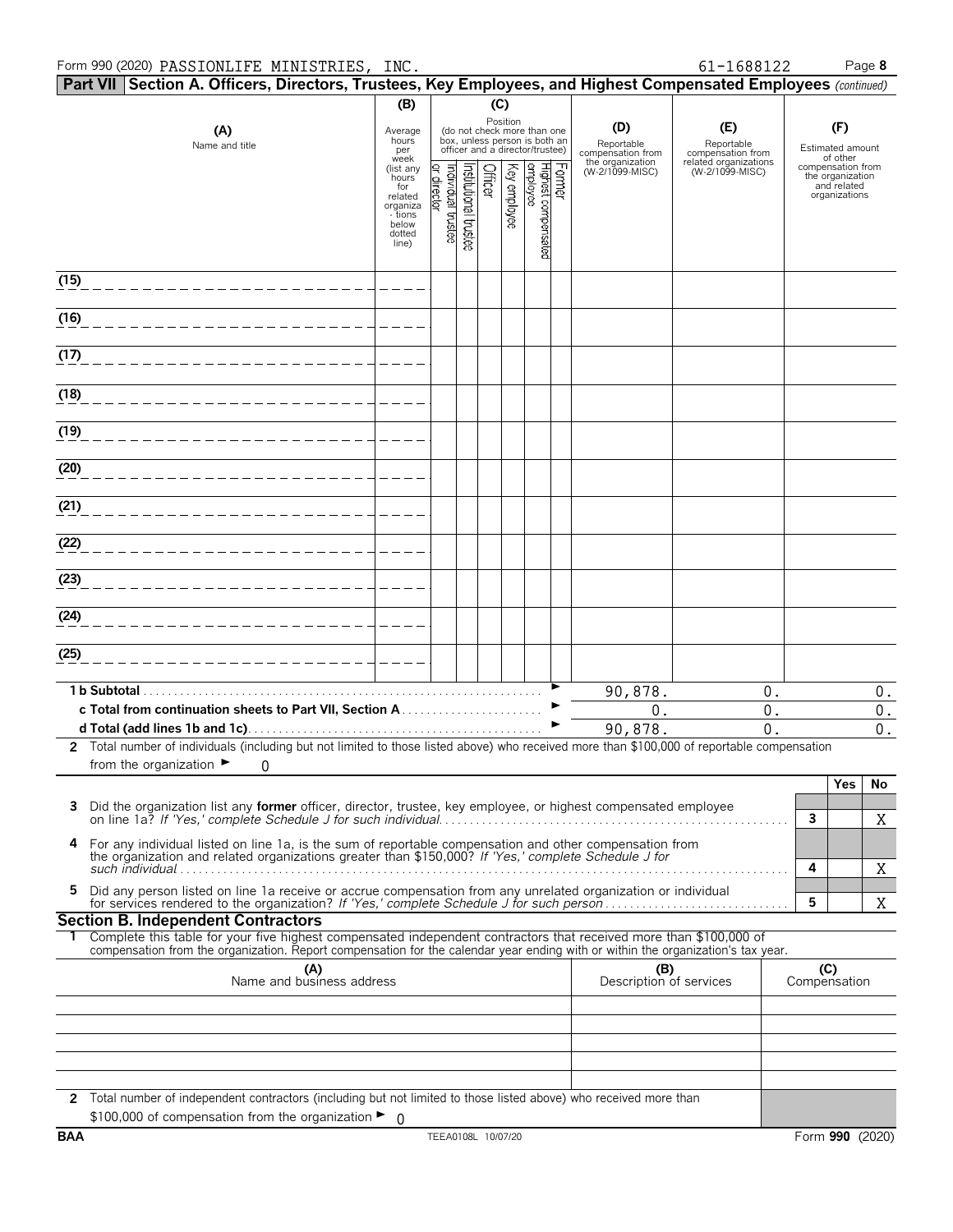Form 990 (2020) PASSIONLIFE MINISTRIES, INC. 61-1688122 Page **8**

**Part VII Section A. Officers, Directors, Trustees, Key Employees, and Highest Compensated Employees** *(continued)*

| (A) Name and title | (B) Average hours per week (list any hours for related organizations below dotted line) | (C) Position (do not check more than one box, unless person is both an officer and a director/trustee): Individual trustee or director | Institutional trustee | Officer | Key employee | Highest compensated employee | Former | (D) Reportable compensation from the organization (W-2/1099-MISC) | (E) Reportable compensation from related organizations (W-2/1099-MISC) | (F) Estimated amount of other compensation from the organization and related organizations |
|---|---|---|---|---|---|---|---|---|---|---|
| (15) | | | | | | | | | | |
| (16) | | | | | | | | | | |
| (17) | | | | | | | | | | |
| (18) | | | | | | | | | | |
| (19) | | | | | | | | | | |
| (20) | | | | | | | | | | |
| (21) | | | | | | | | | | |
| (22) | | | | | | | | | | |
| (23) | | | | | | | | | | |
| (24) | | | | | | | | | | |
| (25) | | | | | | | | | | |
| **1 b Subtotal** | | | | | | | | 90,878. | 0. | 0. |
| **c Total from continuation sheets to Part VII, Section A** | | | | | | | | 0. | 0. | 0. |
| **d Total (add lines 1b and 1c)** | | | | | | | | 90,878. | 0. | 0. |

**2** Total number of individuals (including but not limited to those listed above) who received more than $100,000 of reportable compensation from the organization ► 0

| | | Yes | No |
|---|---|---|---|
| **3** Did the organization list any **former** officer, director, trustee, key employee, or highest compensated employee on line 1a? *If 'Yes,' complete Schedule J for such individual* | **3** | | X |
| **4** For any individual listed on line 1a, is the sum of reportable compensation and other compensation from the organization and related organizations greater than $150,000? *If 'Yes,' complete Schedule J for such individual* | **4** | | X |
| **5** Did any person listed on line 1a receive or accrue compensation from any unrelated organization or individual for services rendered to the organization? *If 'Yes,' complete Schedule J for such person* | **5** | | X |

## Section B. Independent Contractors

**1** Complete this table for your five highest compensated independent contractors that received more than $100,000 of compensation from the organization. Report compensation for the calendar year ending with or within the organization's tax year.

| (A) Name and business address | (B) Description of services | (C) Compensation |
|---|---|---|
| | | |
| | | |
| | | |
| | | |
| | | |

**2** Total number of independent contractors (including but not limited to those listed above) who received more than $100,000 of compensation from the organization ► 0

BAA TEEA0108L 10/07/20 Form **990** (2020)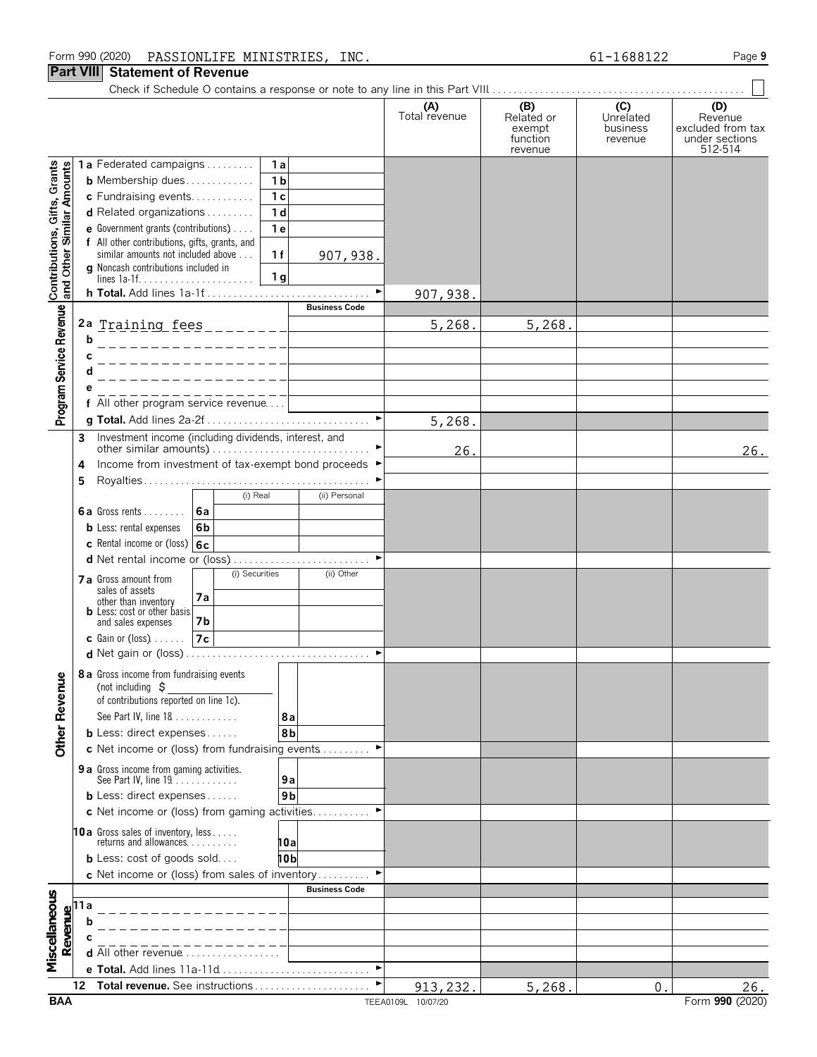Form 990 (2020) PASSIONLIFE MINISTRIES, INC. 61-1688122 Page **9**

## Part VIII Statement of Revenue

Check if Schedule O contains a response or note to any line in this Part VIII ☐

| | | | (A) Total revenue | (B) Related or exempt function revenue | (C) Unrelated business revenue | (D) Revenue excluded from tax under sections 512-514 |
|---|---|---|---|---|---|---|
| **Contributions, Gifts, Grants and Other Similar Amounts** | 1a Federated campaigns | 1a | | | | |
| | b Membership dues | 1b | | | | |
| | c Fundraising events | 1c | | | | |
| | d Related organizations | 1d | | | | |
| | e Government grants (contributions) | 1e | | | | |
| | f All other contributions, gifts, grants, and similar amounts not included above | 1f 907,938. | | | | |
| | g Noncash contributions included in lines 1a-1f | 1g | | | | |
| | h **Total.** Add lines 1a-1f | | 907,938. | | | |
| **Program Service Revenue** | | Business Code | | | | |
| | 2a Training fees | | 5,268. | 5,268. | | |
| | b | | | | | |
| | c | | | | | |
| | d | | | | | |
| | e | | | | | |
| | f All other program service revenue | | | | | |
| | g **Total.** Add lines 2a-2f | | 5,268. | | | |
| | 3 Investment income (including dividends, interest, and other similar amounts) | | 26. | | | 26. |
| | 4 Income from investment of tax-exempt bond proceeds | | | | | |
| | 5 Royalties | | | | | |
| | | (i) Real / (ii) Personal | | | | |
| | 6a Gross rents | 6a | | | | |
| | b Less: rental expenses | 6b | | | | |
| | c Rental income or (loss) | 6c | | | | |
| | d Net rental income or (loss) | | | | | |
| | | (i) Securities / (ii) Other | | | | |
| | 7a Gross amount from sales of assets other than inventory | 7a | | | | |
| | b Less: cost or other basis and sales expenses | 7b | | | | |
| | c Gain or (loss) | 7c | | | | |
| | d Net gain or (loss) | | | | | |
| **Other Revenue** | 8a Gross income from fundraising events (not including $ ____ of contributions reported on line 1c). See Part IV, line 18 | 8a | | | | |
| | b Less: direct expenses | 8b | | | | |
| | c Net income or (loss) from fundraising events | | | | | |
| | 9a Gross income from gaming activities. See Part IV, line 19 | 9a | | | | |
| | b Less: direct expenses | 9b | | | | |
| | c Net income or (loss) from gaming activities | | | | | |
| | 10a Gross sales of inventory, less returns and allowances | 10a | | | | |
| | b Less: cost of goods sold | 10b | | | | |
| | c Net income or (loss) from sales of inventory | | | | | |
| **Miscellaneous Revenue** | | Business Code | | | | |
| | 11a | | | | | |
| | b | | | | | |
| | c | | | | | |
| | d All other revenue | | | | | |
| | e **Total.** Add lines 11a-11d | | | | | |
| | 12 **Total revenue.** See instructions | | 913,232. | 5,268. | 0. | 26. |

BAA TEEA0109L 10/07/20 Form **990** (2020)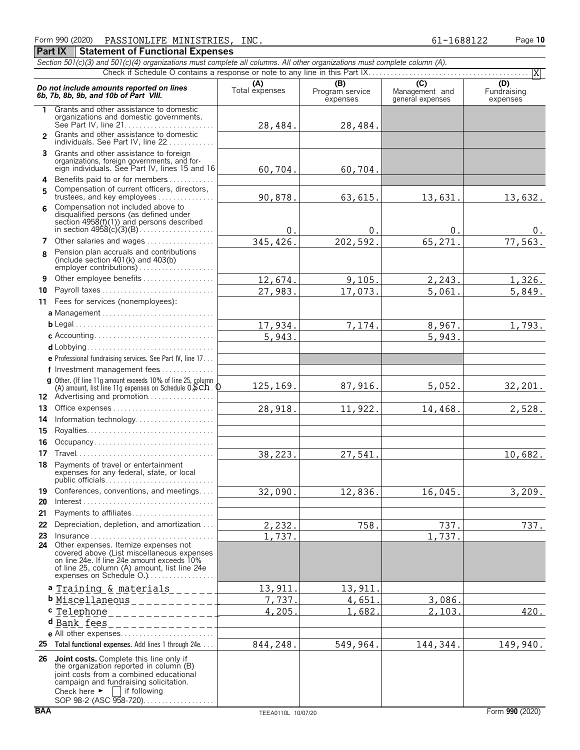Form 990 (2020) PASSIONLIFE MINISTRIES, INC. 61-1688122

## Part IX Statement of Functional Expenses

*Section 501(c)(3) and 501(c)(4) organizations must complete all columns. All other organizations must complete column (A).*

Check if Schedule O contains a response or note to any line in this Part IX. [X]

| *Do not include amounts reported on lines 6b, 7b, 8b, 9b, and 10b of Part VIII.* | (A) Total expenses | (B) Program service expenses | (C) Management and general expenses | (D) Fundraising expenses |
|---|---|---|---|---|
| 1 Grants and other assistance to domestic organizations and domestic governments. See Part IV, line 21 | 28,484. | 28,484. | | |
| 2 Grants and other assistance to domestic individuals. See Part IV, line 22 | | | | |
| 3 Grants and other assistance to foreign organizations, foreign governments, and foreign individuals. See Part IV, lines 15 and 16 | 60,704. | 60,704. | | |
| 4 Benefits paid to or for members | | | | |
| 5 Compensation of current officers, directors, trustees, and key employees | 90,878. | 63,615. | 13,631. | 13,632. |
| 6 Compensation not included above to disqualified persons (as defined under section 4958(f)(1)) and persons described in section 4958(c)(3)(B) | 0. | 0. | 0. | 0. |
| 7 Other salaries and wages | 345,426. | 202,592. | 65,271. | 77,563. |
| 8 Pension plan accruals and contributions (include section 401(k) and 403(b) employer contributions) | | | | |
| 9 Other employee benefits | 12,674. | 9,105. | 2,243. | 1,326. |
| 10 Payroll taxes | 27,983. | 17,073. | 5,061. | 5,849. |
| 11 Fees for services (nonemployees): | | | | |
| a Management | | | | |
| b Legal | 17,934. | 7,174. | 8,967. | 1,793. |
| c Accounting | 5,943. | | 5,943. | |
| d Lobbying | | | | |
| e Professional fundraising services. See Part IV, line 17 | | | | |
| f Investment management fees | | | | |
| g Other. (If line 11g amount exceeds 10% of line 25, column (A) amount, list line 11g expenses on Schedule O.) Sch. O | 125,169. | 87,916. | 5,052. | 32,201. |
| 12 Advertising and promotion | | | | |
| 13 Office expenses | 28,918. | 11,922. | 14,468. | 2,528. |
| 14 Information technology | | | | |
| 15 Royalties | | | | |
| 16 Occupancy | | | | |
| 17 Travel | 38,223. | 27,541. | | 10,682. |
| 18 Payments of travel or entertainment expenses for any federal, state, or local public officials | | | | |
| 19 Conferences, conventions, and meetings | 32,090. | 12,836. | 16,045. | 3,209. |
| 20 Interest | | | | |
| 21 Payments to affiliates | | | | |
| 22 Depreciation, depletion, and amortization | 2,232. | 758. | 737. | 737. |
| 23 Insurance | 1,737. | | 1,737. | |
| 24 Other expenses. Itemize expenses not covered above (List miscellaneous expenses on line 24e. If line 24e amount exceeds 10% of line 25, column (A) amount, list line 24e expenses on Schedule O.) | | | | |
| a Training & materials | 13,911. | 13,911. | | |
| b Miscellaneous | 7,737. | 4,651. | 3,086. | |
| c Telephone | 4,205. | 1,682. | 2,103. | 420. |
| d Bank fees | | | | |
| e All other expenses | | | | |
| 25 **Total functional expenses.** Add lines 1 through 24e | 844,248. | 549,964. | 144,344. | 149,940. |
| 26 **Joint costs.** Complete this line only if the organization reported in column (B) joint costs from a combined educational campaign and fundraising solicitation. Check here ► [ ] if following SOP 98-2 (ASC 958-720) | | | | |

BAA TEEA0110L 10/07/20 Form **990** (2020)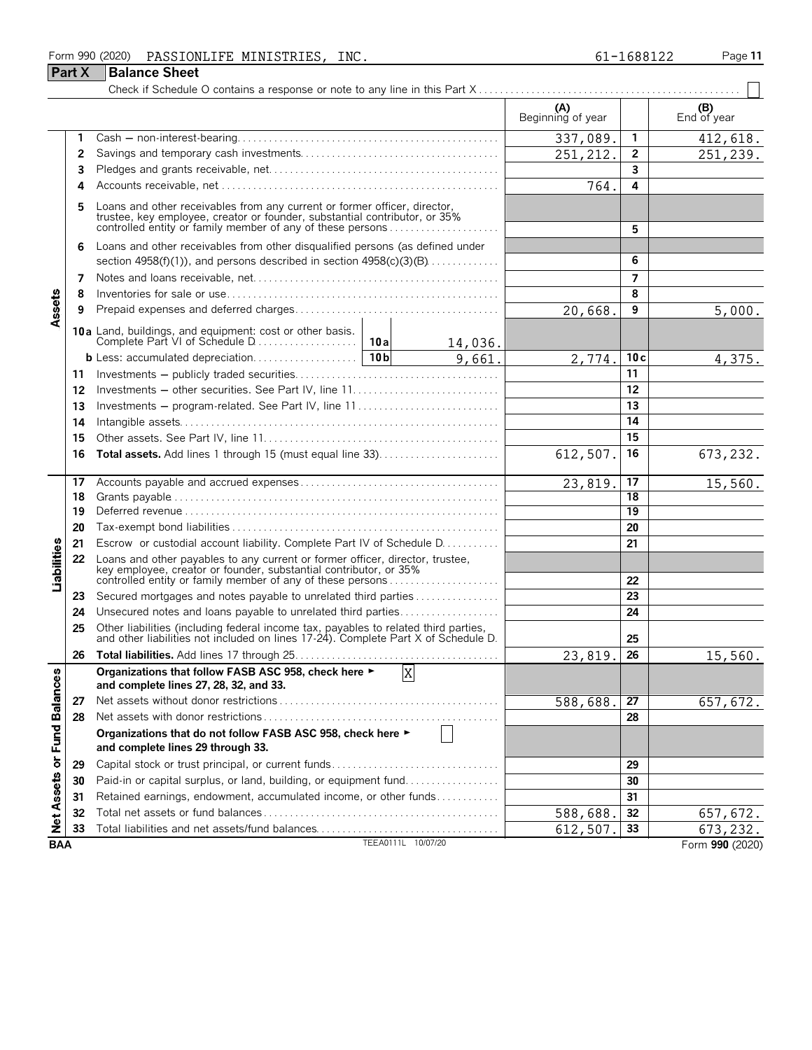Form 990 (2020) PASSIONLIFE MINISTRIES, INC. 61-1688122

## Part X Balance Sheet

Check if Schedule O contains a response or note to any line in this Part X ☐

| | | | (A) Beginning of year | | (B) End of year |
|---|---|---|---|---|---|
| **Assets** | 1 | Cash — non-interest-bearing | 337,089. | 1 | 412,618. |
| | 2 | Savings and temporary cash investments | 251,212. | 2 | 251,239. |
| | 3 | Pledges and grants receivable, net | | 3 | |
| | 4 | Accounts receivable, net | 764. | 4 | |
| | 5 | Loans and other receivables from any current or former officer, director, trustee, key employee, creator or founder, substantial contributor, or 35% controlled entity or family member of any of these persons | | 5 | |
| | 6 | Loans and other receivables from other disqualified persons (as defined under section 4958(f)(1)), and persons described in section 4958(c)(3)(B) | | 6 | |
| | 7 | Notes and loans receivable, net | | 7 | |
| | 8 | Inventories for sale or use | | 8 | |
| | 9 | Prepaid expenses and deferred charges | 20,668. | 9 | 5,000. |
| | 10a | Land, buildings, and equipment: cost or other basis. Complete Part VI of Schedule D — 10a: 14,036. | | | |
| | b | Less: accumulated depreciation — 10b: 9,661. | 2,774. | 10c | 4,375. |
| | 11 | Investments — publicly traded securities | | 11 | |
| | 12 | Investments — other securities. See Part IV, line 11 | | 12 | |
| | 13 | Investments — program-related. See Part IV, line 11 | | 13 | |
| | 14 | Intangible assets | | 14 | |
| | 15 | Other assets. See Part IV, line 11 | | 15 | |
| | 16 | **Total assets.** Add lines 1 through 15 (must equal line 33) | 612,507. | 16 | 673,232. |
| **Liabilities** | 17 | Accounts payable and accrued expenses | 23,819. | 17 | 15,560. |
| | 18 | Grants payable | | 18 | |
| | 19 | Deferred revenue | | 19 | |
| | 20 | Tax-exempt bond liabilities | | 20 | |
| | 21 | Escrow or custodial account liability. Complete Part IV of Schedule D | | 21 | |
| | 22 | Loans and other payables to any current or former officer, director, trustee, key employee, creator or founder, substantial contributor, or 35% controlled entity or family member of any of these persons | | 22 | |
| | 23 | Secured mortgages and notes payable to unrelated third parties | | 23 | |
| | 24 | Unsecured notes and loans payable to unrelated third parties | | 24 | |
| | 25 | Other liabilities (including federal income tax, payables to related third parties, and other liabilities not included on lines 17-24). Complete Part X of Schedule D | | 25 | |
| | 26 | **Total liabilities.** Add lines 17 through 25 | 23,819. | 26 | 15,560. |
| **Net Assets or Fund Balances** | | **Organizations that follow FASB ASC 958, check here ► ☒ and complete lines 27, 28, 32, and 33.** | | | |
| | 27 | Net assets without donor restrictions | 588,688. | 27 | 657,672. |
| | 28 | Net assets with donor restrictions | | 28 | |
| | | **Organizations that do not follow FASB ASC 958, check here ► ☐ and complete lines 29 through 33.** | | | |
| | 29 | Capital stock or trust principal, or current funds | | 29 | |
| | 30 | Paid-in or capital surplus, or land, building, or equipment fund | | 30 | |
| | 31 | Retained earnings, endowment, accumulated income, or other funds | | 31 | |
| | 32 | Total net assets or fund balances | 588,688. | 32 | 657,672. |
| | 33 | Total liabilities and net assets/fund balances | 612,507. | 33 | 673,232. |

BAA TEEA0111L 10/07/20 Form **990** (2020)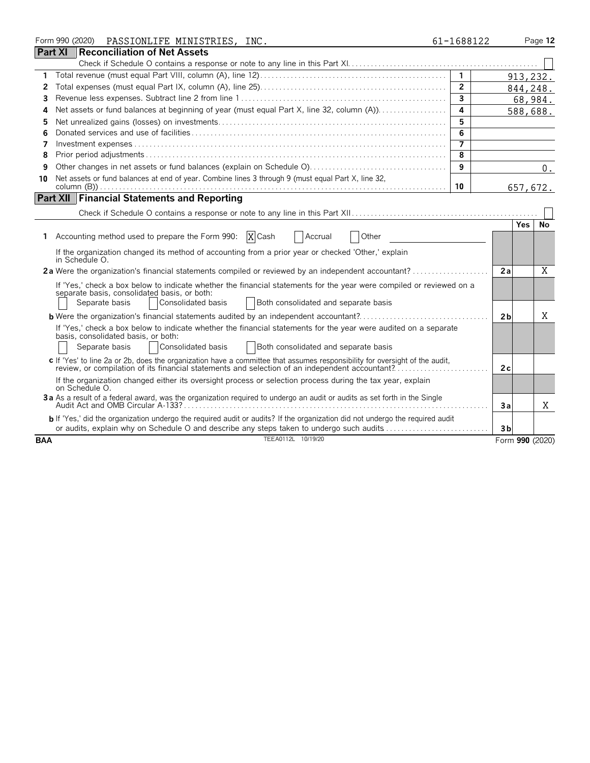Form 990 (2020) PASSIONLIFE MINISTRIES, INC. 61-1688122 Page 12

## Part XI Reconciliation of Net Assets

Check if Schedule O contains a response or note to any line in this Part XI. ☐

| | | | |
|---|---|---|---|
| 1 | Total revenue (must equal Part VIII, column (A), line 12) | 1 | 913,232. |
| 2 | Total expenses (must equal Part IX, column (A), line 25) | 2 | 844,248. |
| 3 | Revenue less expenses. Subtract line 2 from line 1 | 3 | 68,984. |
| 4 | Net assets or fund balances at beginning of year (must equal Part X, line 32, column (A)) | 4 | 588,688. |
| 5 | Net unrealized gains (losses) on investments | 5 | |
| 6 | Donated services and use of facilities | 6 | |
| 7 | Investment expenses | 7 | |
| 8 | Prior period adjustments | 8 | |
| 9 | Other changes in net assets or fund balances (explain on Schedule O) | 9 | 0. |
| 10 | Net assets or fund balances at end of year. Combine lines 3 through 9 (must equal Part X, line 32, column (B)) | 10 | 657,672. |

## Part XII Financial Statements and Reporting

Check if Schedule O contains a response or note to any line in this Part XII ☐

| | | | Yes | No |
|---|---|---|---|---|
| 1 | Accounting method used to prepare the Form 990: ☒ Cash ☐ Accrual ☐ Other | | | |
| | If the organization changed its method of accounting from a prior year or checked 'Other,' explain in Schedule O. | | | |
| 2a | Were the organization's financial statements compiled or reviewed by an independent accountant? | 2a | | X |
| | If 'Yes,' check a box below to indicate whether the financial statements for the year were compiled or reviewed on a separate basis, consolidated basis, or both: ☐ Separate basis ☐ Consolidated basis ☐ Both consolidated and separate basis | | | |
| b | Were the organization's financial statements audited by an independent accountant? | 2b | | X |
| | If 'Yes,' check a box below to indicate whether the financial statements for the year were audited on a separate basis, consolidated basis, or both: ☐ Separate basis ☐ Consolidated basis ☐ Both consolidated and separate basis | | | |
| c | If 'Yes' to line 2a or 2b, does the organization have a committee that assumes responsibility for oversight of the audit, review, or compilation of its financial statements and selection of an independent accountant? | 2c | | |
| | If the organization changed either its oversight process or selection process during the tax year, explain on Schedule O. | | | |
| 3a | As a result of a federal award, was the organization required to undergo an audit or audits as set forth in the Single Audit Act and OMB Circular A-133? | 3a | | X |
| b | If 'Yes,' did the organization undergo the required audit or audits? If the organization did not undergo the required audit or audits, explain why on Schedule O and describe any steps taken to undergo such audits | 3b | | |

BAA TEEA0112L 10/19/20 Form **990** (2020)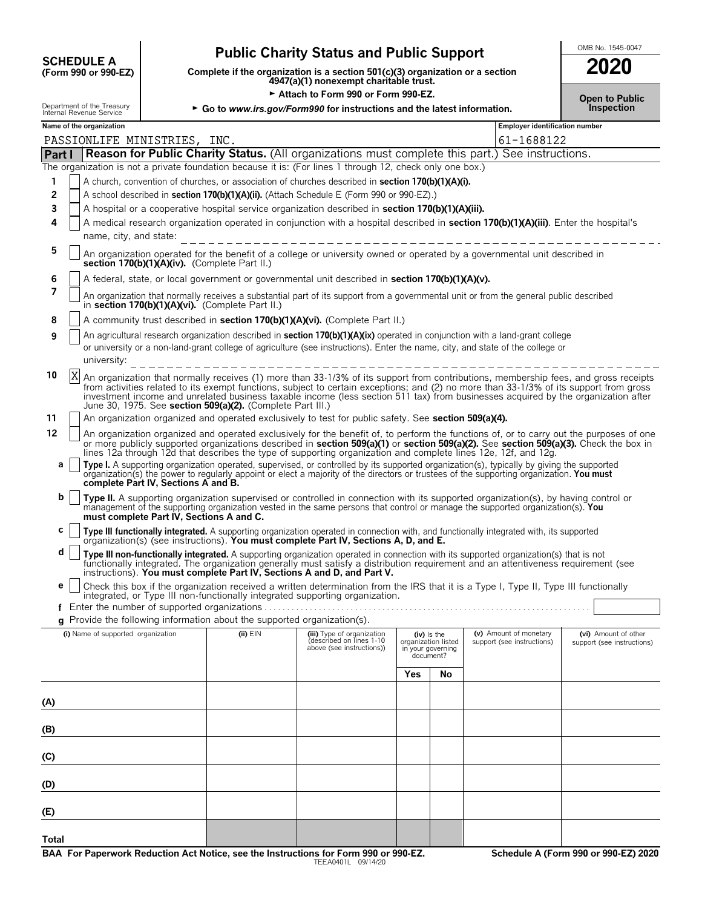# SCHEDULE A (Form 990 or 990-EZ)

Department of the Treasury
Internal Revenue Service

## Public Charity Status and Public Support

**Complete if the organization is a section 501(c)(3) organization or a section 4947(a)(1) nonexempt charitable trust.**

► **Attach to Form 990 or Form 990-EZ.**

► **Go to *www.irs.gov/Form990* for instructions and the latest information.**

OMB No. 1545-0047

**2020**

**Open to Public Inspection**

**Name of the organization:** PASSIONLIFE MINISTRIES, INC.

**Employer identification number:** 61-1688122

## Part I — Reason for Public Charity Status. (All organizations must complete this part.) See instructions.

The organization is not a private foundation because it is: (For lines 1 through 12, check only one box.)

1. [ ] A church, convention of churches, or association of churches described in **section 170(b)(1)(A)(i).**
2. [ ] A school described in **section 170(b)(1)(A)(ii).** (Attach Schedule E (Form 990 or 990-EZ).)
3. [ ] A hospital or a cooperative hospital service organization described in **section 170(b)(1)(A)(iii).**
4. [ ] A medical research organization operated in conjunction with a hospital described in **section 170(b)(1)(A)(iii)**. Enter the hospital's name, city, and state:
5. [ ] An organization operated for the benefit of a college or university owned or operated by a governmental unit described in **section 170(b)(1)(A)(iv).** (Complete Part II.)
6. [ ] A federal, state, or local government or governmental unit described in **section 170(b)(1)(A)(v).**
7. [ ] An organization that normally receives a substantial part of its support from a governmental unit or from the general public described in **section 170(b)(1)(A)(vi).** (Complete Part II.)
8. [ ] A community trust described in **section 170(b)(1)(A)(vi).** (Complete Part II.)
9. [ ] An agricultural research organization described in **section 170(b)(1)(A)(ix)** operated in conjunction with a land-grant college or university or a non-land-grant college of agriculture (see instructions). Enter the name, city, and state of the college or university:
10. [X] An organization that normally receives (1) more than 33-1/3% of its support from contributions, membership fees, and gross receipts from activities related to its exempt functions, subject to certain exceptions; and (2) no more than 33-1/3% of its support from gross investment income and unrelated business taxable income (less section 511 tax) from businesses acquired by the organization after June 30, 1975. See **section 509(a)(2).** (Complete Part III.)
11. [ ] An organization organized and operated exclusively to test for public safety. See **section 509(a)(4).**
12. [ ] An organization organized and operated exclusively for the benefit of, to perform the functions of, or to carry out the purposes of one or more publicly supported organizations described in **section 509(a)(1)** or **section 509(a)(2).** See **section 509(a)(3).** Check the box in lines 12a through 12d that describes the type of supporting organization and complete lines 12e, 12f, and 12g.
   - **a** [ ] **Type I.** A supporting organization operated, supervised, or controlled by its supported organization(s), typically by giving the supported organization(s) the power to regularly appoint or elect a majority of the directors or trustees of the supporting organization. **You must complete Part IV, Sections A and B.**
   - **b** [ ] **Type II.** A supporting organization supervised or controlled in connection with its supported organization(s), by having control or management of the supporting organization vested in the same persons that control or manage the supported organization(s). **You must complete Part IV, Sections A and C.**
   - **c** [ ] **Type III functionally integrated.** A supporting organization operated in connection with, and functionally integrated with, its supported organization(s) (see instructions). **You must complete Part IV, Sections A, D, and E.**
   - **d** [ ] **Type III non-functionally integrated.** A supporting organization operated in connection with its supported organization(s) that is not functionally integrated. The organization generally must satisfy a distribution requirement and an attentiveness requirement (see instructions). **You must complete Part IV, Sections A and D, and Part V.**
   - **e** [ ] Check this box if the organization received a written determination from the IRS that it is a Type I, Type II, Type III functionally integrated, or Type III non-functionally integrated supporting organization.
   - **f** Enter the number of supported organizations
   - **g** Provide the following information about the supported organization(s).

| (i) Name of supported organization | (ii) EIN | (iii) Type of organization (described on lines 1-10 above (see instructions)) | (iv) Is the organization listed in your governing document? Yes | No | (v) Amount of monetary support (see instructions) | (vi) Amount of other support (see instructions) |
|---|---|---|---|---|---|---|
| (A) | | | | | | |
| (B) | | | | | | |
| (C) | | | | | | |
| (D) | | | | | | |
| (E) | | | | | | |
| Total | | | | | | |

**BAA For Paperwork Reduction Act Notice, see the Instructions for Form 990 or 990-EZ.** TEEA0401L 09/14/20 **Schedule A (Form 990 or 990-EZ) 2020**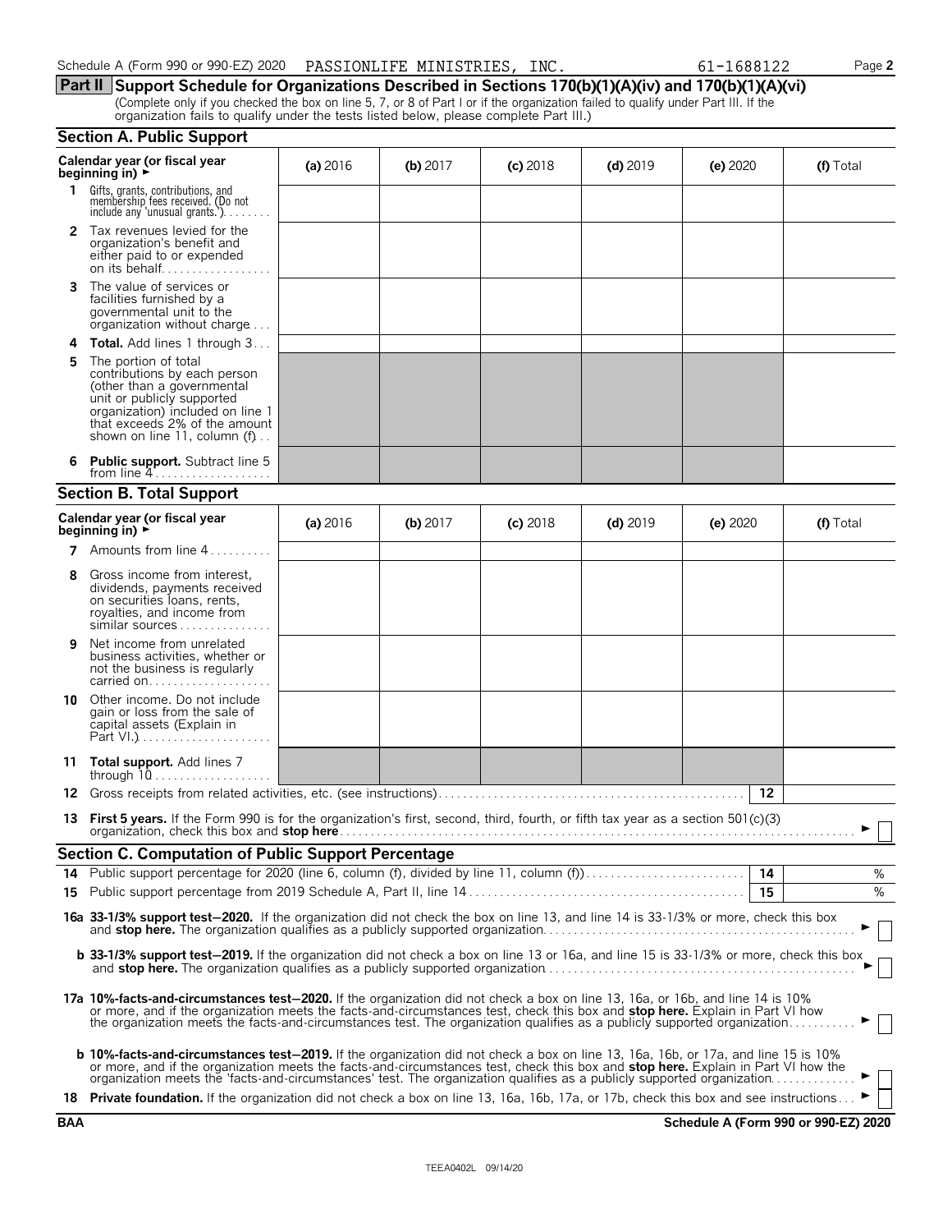Schedule A (Form 990 or 990-EZ) 2020 PASSIONLIFE MINISTRIES, INC. 61-1688122 Page **2**

## Part II Support Schedule for Organizations Described in Sections 170(b)(1)(A)(iv) and 170(b)(1)(A)(vi)

(Complete only if you checked the box on line 5, 7, or 8 of Part I or if the organization failed to qualify under Part III. If the organization fails to qualify under the tests listed below, please complete Part III.)

### Section A. Public Support

| Calendar year (or fiscal year beginning in) ► | (a) 2016 | (b) 2017 | (c) 2018 | (d) 2019 | (e) 2020 | (f) Total |
|---|---|---|---|---|---|---|
| **1** Gifts, grants, contributions, and membership fees received. (Do not include any 'unusual grants.') | | | | | | |
| **2** Tax revenues levied for the organization's benefit and either paid to or expended on its behalf | | | | | | |
| **3** The value of services or facilities furnished by a governmental unit to the organization without charge | | | | | | |
| **4 Total.** Add lines 1 through 3 | | | | | | |
| **5** The portion of total contributions by each person (other than a governmental unit or publicly supported organization) included on line 1 that exceeds 2% of the amount shown on line 11, column (f) | | | | | | |
| **6 Public support.** Subtract line 5 from line 4 | | | | | | |

### Section B. Total Support

| Calendar year (or fiscal year beginning in) ► | (a) 2016 | (b) 2017 | (c) 2018 | (d) 2019 | (e) 2020 | (f) Total |
|---|---|---|---|---|---|---|
| **7** Amounts from line 4 | | | | | | |
| **8** Gross income from interest, dividends, payments received on securities loans, rents, royalties, and income from similar sources | | | | | | |
| **9** Net income from unrelated business activities, whether or not the business is regularly carried on | | | | | | |
| **10** Other income. Do not include gain or loss from the sale of capital assets (Explain in Part VI.) | | | | | | |
| **11 Total support.** Add lines 7 through 10 | | | | | | |

**12** Gross receipts from related activities, etc. (see instructions) **12**

**13 First 5 years.** If the Form 990 is for the organization's first, second, third, fourth, or fifth tax year as a section 501(c)(3) organization, check this box and **stop here** ► ☐

### Section C. Computation of Public Support Percentage

**14** Public support percentage for 2020 (line 6, column (f), divided by line 11, column (f)) **14** %

**15** Public support percentage from 2019 Schedule A, Part II, line 14 **15** %

**16a 33-1/3% support test–2020.** If the organization did not check the box on line 13, and line 14 is 33-1/3% or more, check this box and **stop here.** The organization qualifies as a publicly supported organization ► ☐

**b 33-1/3% support test–2019.** If the organization did not check a box on line 13 or 16a, and line 15 is 33-1/3% or more, check this box and **stop here.** The organization qualifies as a publicly supported organization ► ☐

**17a 10%-facts-and-circumstances test–2020.** If the organization did not check a box on line 13, 16a, or 16b, and line 14 is 10% or more, and if the organization meets the facts-and-circumstances test, check this box and **stop here.** Explain in Part VI how the organization meets the facts-and-circumstances test. The organization qualifies as a publicly supported organization ► ☐

**b 10%-facts-and-circumstances test–2019.** If the organization did not check a box on line 13, 16a, 16b, or 17a, and line 15 is 10% or more, and if the organization meets the facts-and-circumstances test, check this box and **stop here.** Explain in Part VI how the organization meets the 'facts-and-circumstances' test. The organization qualifies as a publicly supported organization ► ☐

**18 Private foundation.** If the organization did not check a box on line 13, 16a, 16b, 17a, or 17b, check this box and see instructions ► ☐

**BAA** **Schedule A (Form 990 or 990-EZ) 2020**

TEEA0402L 09/14/20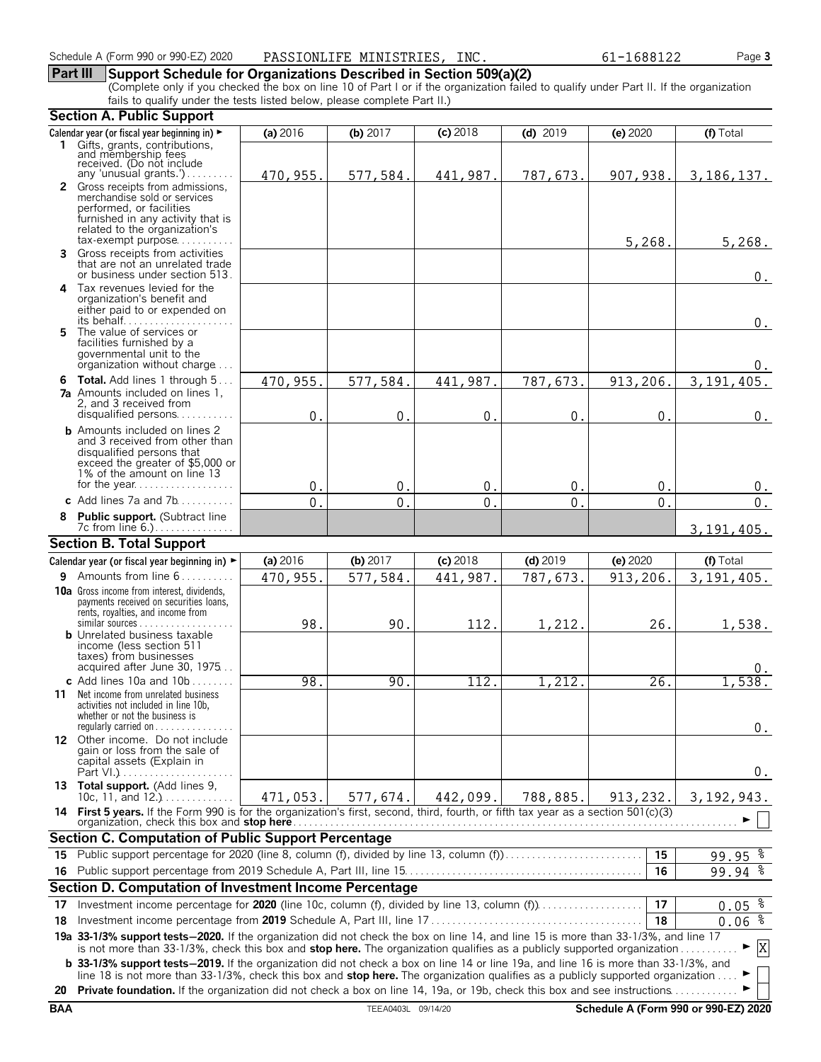Schedule A (Form 990 or 990-EZ) 2020 PASSIONLIFE MINISTRIES, INC. 61-1688122

## Part III Support Schedule for Organizations Described in Section 509(a)(2)

(Complete only if you checked the box on line 10 of Part I or if the organization failed to qualify under Part II. If the organization fails to qualify under the tests listed below, please complete Part II.)

### Section A. Public Support

| Calendar year (or fiscal year beginning in) ► | (a) 2016 | (b) 2017 | (c) 2018 | (d) 2019 | (e) 2020 | (f) Total |
|---|---|---|---|---|---|---|
| **1** Gifts, grants, contributions, and membership fees received. (Do not include any 'unusual grants.') | 470,955. | 577,584. | 441,987. | 787,673. | 907,938. | 3,186,137. |
| **2** Gross receipts from admissions, merchandise sold or services performed, or facilities furnished in any activity that is related to the organization's tax-exempt purpose | | | | | 5,268. | 5,268. |
| **3** Gross receipts from activities that are not an unrelated trade or business under section 513 | | | | | | 0. |
| **4** Tax revenues levied for the organization's benefit and either paid to or expended on its behalf | | | | | | 0. |
| **5** The value of services or facilities furnished by a governmental unit to the organization without charge | | | | | | 0. |
| **6 Total.** Add lines 1 through 5 | 470,955. | 577,584. | 441,987. | 787,673. | 913,206. | 3,191,405. |
| **7a** Amounts included on lines 1, 2, and 3 received from disqualified persons | 0. | 0. | 0. | 0. | 0. | 0. |
| **b** Amounts included on lines 2 and 3 received from other than disqualified persons that exceed the greater of $5,000 or 1% of the amount on line 13 for the year | 0. | 0. | 0. | 0. | 0. | 0. |
| **c** Add lines 7a and 7b | 0. | 0. | 0. | 0. | 0. | 0. |
| **8 Public support.** (Subtract line 7c from line 6.) | | | | | | 3,191,405. |

### Section B. Total Support

| Calendar year (or fiscal year beginning in) ► | (a) 2016 | (b) 2017 | (c) 2018 | (d) 2019 | (e) 2020 | (f) Total |
|---|---|---|---|---|---|---|
| **9** Amounts from line 6 | 470,955. | 577,584. | 441,987. | 787,673. | 913,206. | 3,191,405. |
| **10a** Gross income from interest, dividends, payments received on securities loans, rents, royalties, and income from similar sources | 98. | 90. | 112. | 1,212. | 26. | 1,538. |
| **b** Unrelated business taxable income (less section 511 taxes) from businesses acquired after June 30, 1975 | | | | | | 0. |
| **c** Add lines 10a and 10b | 98. | 90. | 112. | 1,212. | 26. | 1,538. |
| **11** Net income from unrelated business activities not included in line 10b, whether or not the business is regularly carried on | | | | | | 0. |
| **12** Other income. Do not include gain or loss from the sale of capital assets (Explain in Part VI.) | | | | | | 0. |
| **13 Total support.** (Add lines 9, 10c, 11, and 12.) | 471,053. | 577,674. | 442,099. | 788,885. | 913,232. | 3,192,943. |

**14 First 5 years.** If the Form 990 is for the organization's first, second, third, fourth, or fifth tax year as a section 501(c)(3) organization, check this box and **stop here** ► ☐

### Section C. Computation of Public Support Percentage

| | | | |
|---|---|---|---|
| **15** | Public support percentage for 2020 (line 8, column (f), divided by line 13, column (f)) | 15 | 99.95 % |
| **16** | Public support percentage from 2019 Schedule A, Part III, line 15 | 16 | 99.94 % |

### Section D. Computation of Investment Income Percentage

| | | | |
|---|---|---|---|
| **17** | Investment income percentage for **2020** (line 10c, column (f), divided by line 13, column (f)) | 17 | 0.05 % |
| **18** | Investment income percentage from **2019** Schedule A, Part III, line 17 | 18 | 0.06 % |

**19a 33-1/3% support tests—2020.** If the organization did not check the box on line 14, and line 15 is more than 33-1/3%, and line 17 is not more than 33-1/3%, check this box and **stop here.** The organization qualifies as a publicly supported organization ► ☒

**b 33-1/3% support tests—2019.** If the organization did not check a box on line 14 or line 19a, and line 16 is more than 33-1/3%, and line 18 is not more than 33-1/3%, check this box and **stop here.** The organization qualifies as a publicly supported organization ► ☐

**20 Private foundation.** If the organization did not check a box on line 14, 19a, or 19b, check this box and see instructions ► ☐

BAA TEEA0403L 09/14/20 Schedule A (Form 990 or 990-EZ) 2020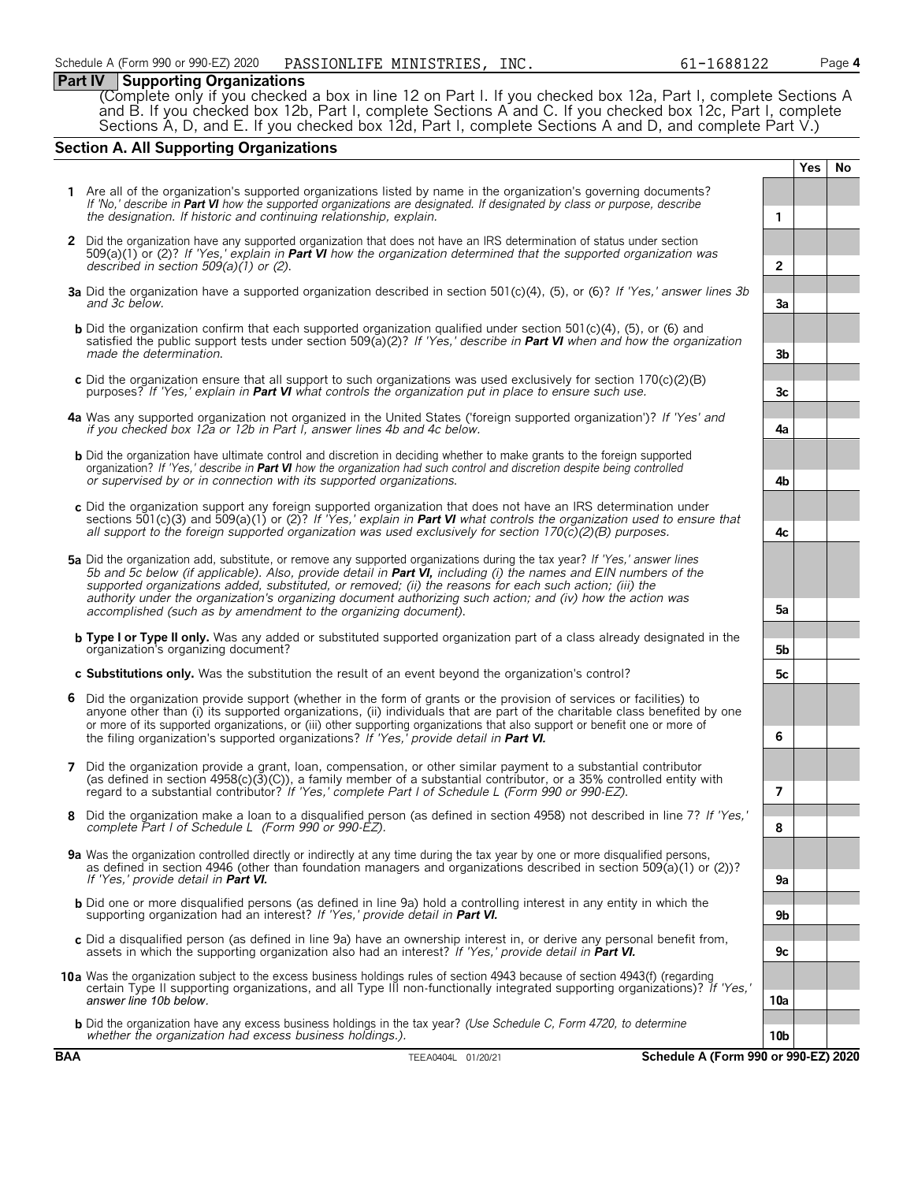Schedule A (Form 990 or 990-EZ) 2020 PASSIONLIFE MINISTRIES, INC. 61-1688122

## Part IV Supporting Organizations

(Complete only if you checked a box in line 12 on Part I. If you checked box 12a, Part I, complete Sections A and B. If you checked box 12b, Part I, complete Sections A and C. If you checked box 12c, Part I, complete Sections A, D, and E. If you checked box 12d, Part I, complete Sections A and D, and complete Part V.)

### Section A. All Supporting Organizations

| | | | Yes | No |
|---|---|---|---|---|
| **1** | Are all of the organization's supported organizations listed by name in the organization's governing documents? *If 'No,' describe in **Part VI** how the supported organizations are designated. If designated by class or purpose, describe the designation. If historic and continuing relationship, explain.* | 1 | | |
| **2** | Did the organization have any supported organization that does not have an IRS determination of status under section 509(a)(1) or (2)? *If 'Yes,' explain in **Part VI** how the organization determined that the supported organization was described in section 509(a)(1) or (2).* | 2 | | |
| **3a** | Did the organization have a supported organization described in section 501(c)(4), (5), or (6)? *If 'Yes,' answer lines 3b and 3c below.* | 3a | | |
| **b** | Did the organization confirm that each supported organization qualified under section 501(c)(4), (5), or (6) and satisfied the public support tests under section 509(a)(2)? *If 'Yes,' describe in **Part VI** when and how the organization made the determination.* | 3b | | |
| **c** | Did the organization ensure that all support to such organizations was used exclusively for section 170(c)(2)(B) purposes? *If 'Yes,' explain in **Part VI** what controls the organization put in place to ensure such use.* | 3c | | |
| **4a** | Was any supported organization not organized in the United States ('foreign supported organization')? *If 'Yes' and if you checked box 12a or 12b in Part I, answer lines 4b and 4c below.* | 4a | | |
| **b** | Did the organization have ultimate control and discretion in deciding whether to make grants to the foreign supported organization? *If 'Yes,' describe in **Part VI** how the organization had such control and discretion despite being controlled or supervised by or in connection with its supported organizations.* | 4b | | |
| **c** | Did the organization support any foreign supported organization that does not have an IRS determination under sections 501(c)(3) and 509(a)(1) or (2)? *If 'Yes,' explain in **Part VI** what controls the organization used to ensure that all support to the foreign supported organization was used exclusively for section 170(c)(2)(B) purposes.* | 4c | | |
| **5a** | Did the organization add, substitute, or remove any supported organizations during the tax year? *If 'Yes,' answer lines 5b and 5c below (if applicable). Also, provide detail in **Part VI,** including (i) the names and EIN numbers of the supported organizations added, substituted, or removed; (ii) the reasons for each such action; (iii) the authority under the organization's organizing document authorizing such action; and (iv) how the action was accomplished (such as by amendment to the organizing document).* | 5a | | |
| **b** | **Type I or Type II only.** Was any added or substituted supported organization part of a class already designated in the organization's organizing document? | 5b | | |
| **c** | **Substitutions only.** Was the substitution the result of an event beyond the organization's control? | 5c | | |
| **6** | Did the organization provide support (whether in the form of grants or the provision of services or facilities) to anyone other than (i) its supported organizations, (ii) individuals that are part of the charitable class benefited by one or more of its supported organizations, or (iii) other supporting organizations that also support or benefit one or more of the filing organization's supported organizations? *If 'Yes,' provide detail in **Part VI.*** | 6 | | |
| **7** | Did the organization provide a grant, loan, compensation, or other similar payment to a substantial contributor (as defined in section 4958(c)(3)(C)), a family member of a substantial contributor, or a 35% controlled entity with regard to a substantial contributor? *If 'Yes,' complete Part I of Schedule L (Form 990 or 990-EZ).* | 7 | | |
| **8** | Did the organization make a loan to a disqualified person (as defined in section 4958) not described in line 7? *If 'Yes,' complete Part I of Schedule L (Form 990 or 990-EZ).* | 8 | | |
| **9a** | Was the organization controlled directly or indirectly at any time during the tax year by one or more disqualified persons, as defined in section 4946 (other than foundation managers and organizations described in section 509(a)(1) or (2))? *If 'Yes,' provide detail in **Part VI.*** | 9a | | |
| **b** | Did one or more disqualified persons (as defined in line 9a) hold a controlling interest in any entity in which the supporting organization had an interest? *If 'Yes,' provide detail in **Part VI.*** | 9b | | |
| **c** | Did a disqualified person (as defined in line 9a) have an ownership interest in, or derive any personal benefit from, assets in which the supporting organization also had an interest? *If 'Yes,' provide detail in **Part VI.*** | 9c | | |
| **10a** | Was the organization subject to the excess business holdings rules of section 4943 because of section 4943(f) (regarding certain Type II supporting organizations, and all Type III non-functionally integrated supporting organizations)? *If 'Yes,' answer line 10b below.* | 10a | | |
| **b** | Did the organization have any excess business holdings in the tax year? *(Use Schedule C, Form 4720, to determine whether the organization had excess business holdings.).* | 10b | | |

**BAA** TEEA0404L 01/20/21 **Schedule A (Form 990 or 990-EZ) 2020**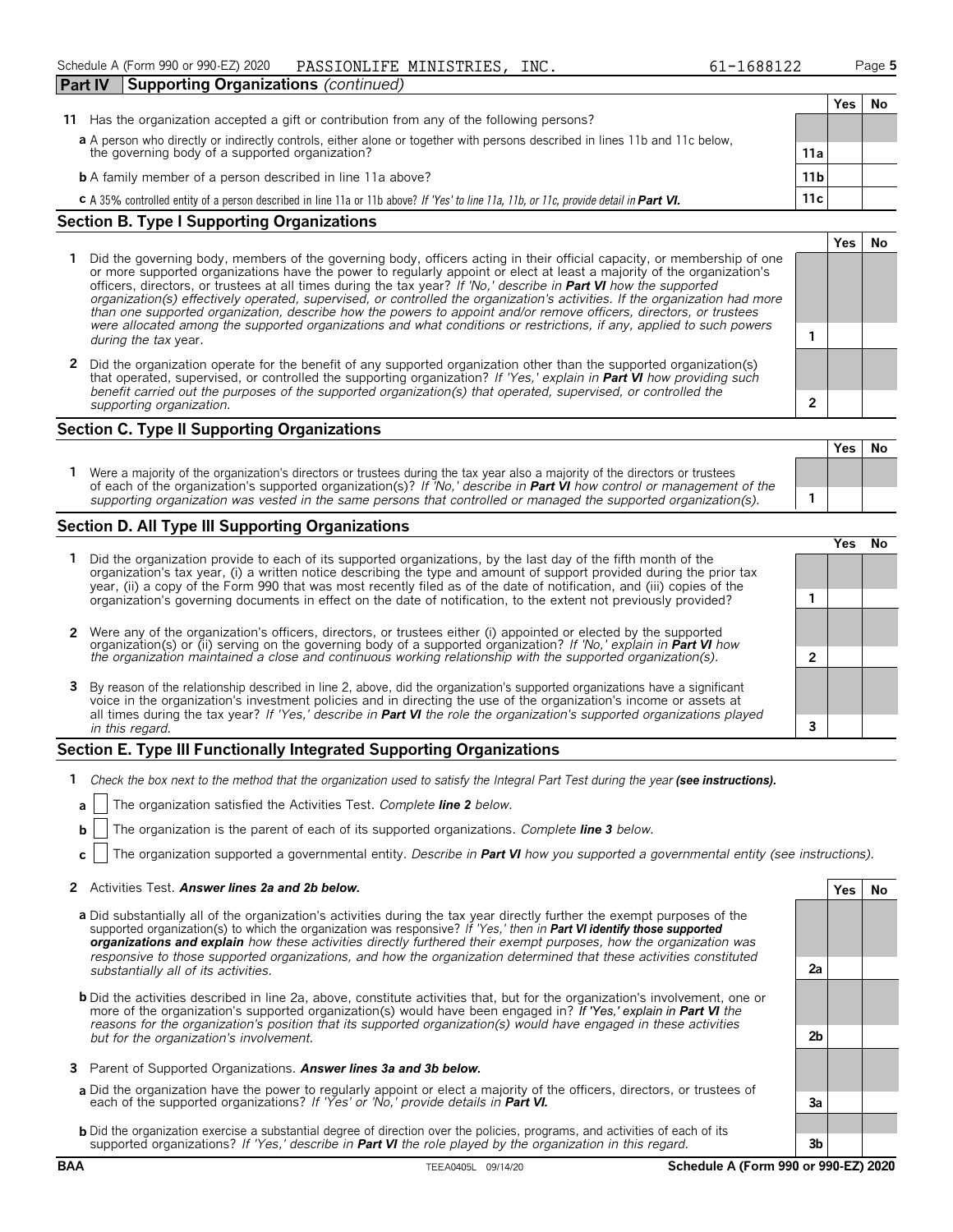Schedule A (Form 990 or 990-EZ) 2020 PASSIONLIFE MINISTRIES, INC. 61-1688122

## Part IV Supporting Organizations *(continued)*

| | | | Yes | No |
|---|---|---|---|---|
| **11** | Has the organization accepted a gift or contribution from any of the following persons? | | | |
| **a** | A person who directly or indirectly controls, either alone or together with persons described in lines 11b and 11c below, the governing body of a supported organization? | 11a | | |
| **b** | A family member of a person described in line 11a above? | 11b | | |
| **c** | A 35% controlled entity of a person described in line 11a or 11b above? *If 'Yes' to line 11a, 11b, or 11c, provide detail in* ***Part VI.*** | 11c | | |

### Section B. Type I Supporting Organizations

| | | | Yes | No |
|---|---|---|---|---|
| **1** | Did the governing body, members of the governing body, officers acting in their official capacity, or membership of one or more supported organizations have the power to regularly appoint or elect at least a majority of the organization's officers, directors, or trustees at all times during the tax year? *If 'No,' describe in* ***Part VI*** *how the supported organization(s) effectively operated, supervised, or controlled the organization's activities. If the organization had more than one supported organization, describe how the powers to appoint and/or remove officers, directors, or trustees were allocated among the supported organizations and what conditions or restrictions, if any, applied to such powers during the tax* year. | 1 | | |
| **2** | Did the organization operate for the benefit of any supported organization other than the supported organization(s) that operated, supervised, or controlled the supporting organization? *If 'Yes,' explain in* ***Part VI*** *how providing such benefit carried out the purposes of the supported organization(s) that operated, supervised, or controlled the supporting organization.* | 2 | | |

### Section C. Type II Supporting Organizations

| | | | Yes | No |
|---|---|---|---|---|
| **1** | Were a majority of the organization's directors or trustees during the tax year also a majority of the directors or trustees of each of the organization's supported organization(s)? *If 'No,' describe in* ***Part VI*** *how control or management of the supporting organization was vested in the same persons that controlled or managed the supported organization(s).* | 1 | | |

### Section D. All Type III Supporting Organizations

| | | | Yes | No |
|---|---|---|---|---|
| **1** | Did the organization provide to each of its supported organizations, by the last day of the fifth month of the organization's tax year, (i) a written notice describing the type and amount of support provided during the prior tax year, (ii) a copy of the Form 990 that was most recently filed as of the date of notification, and (iii) copies of the organization's governing documents in effect on the date of notification, to the extent not previously provided? | 1 | | |
| **2** | Were any of the organization's officers, directors, or trustees either (i) appointed or elected by the supported organization(s) or (ii) serving on the governing body of a supported organization? *If 'No,' explain in* ***Part VI*** *how the organization maintained a close and continuous working relationship with the supported organization(s).* | 2 | | |
| **3** | By reason of the relationship described in line 2, above, did the organization's supported organizations have a significant voice in the organization's investment policies and in directing the use of the organization's income or assets at all times during the tax year? *If 'Yes,' describe in* ***Part VI*** *the role the organization's supported organizations played in this regard.* | 3 | | |

### Section E. Type III Functionally Integrated Supporting Organizations

**1** *Check the box next to the method that the organization used to satisfy the Integral Part Test during the year* ***(see instructions).***

**a** ☐ The organization satisfied the Activities Test. *Complete* ***line 2*** *below.*

**b** ☐ The organization is the parent of each of its supported organizations. *Complete* ***line 3*** *below.*

**c** ☐ The organization supported a governmental entity. *Describe in* ***Part VI*** *how you supported a governmental entity (see instructions).*

| | | | Yes | No |
|---|---|---|---|---|
| **2** | Activities Test. ***Answer lines 2a and 2b below.*** | | | |
| **a** | Did substantially all of the organization's activities during the tax year directly further the exempt purposes of the supported organization(s) to which the organization was responsive? *If 'Yes,' then in* ***Part VI identify those supported organizations and explain*** *how these activities directly furthered their exempt purposes, how the organization was responsive to those supported organizations, and how the organization determined that these activities constituted substantially all of its activities.* | 2a | | |
| **b** | Did the activities described in line 2a, above, constitute activities that, but for the organization's involvement, one or more of the organization's supported organization(s) would have been engaged in? *If 'Yes,' explain in* ***Part VI*** *the reasons for the organization's position that its supported organization(s) would have engaged in these activities but for the organization's involvement.* | 2b | | |
| **3** | Parent of Supported Organizations. ***Answer lines 3a and 3b below.*** | | | |
| **a** | Did the organization have the power to regularly appoint or elect a majority of the officers, directors, or trustees of each of the supported organizations? *If 'Yes' or 'No,' provide details in* ***Part VI.*** | 3a | | |
| **b** | Did the organization exercise a substantial degree of direction over the policies, programs, and activities of each of its supported organizations? *If 'Yes,' describe in* ***Part VI*** *the role played by the organization in this regard.* | 3b | | |

BAA TEEA0405L 09/14/20 **Schedule A (Form 990 or 990-EZ) 2020**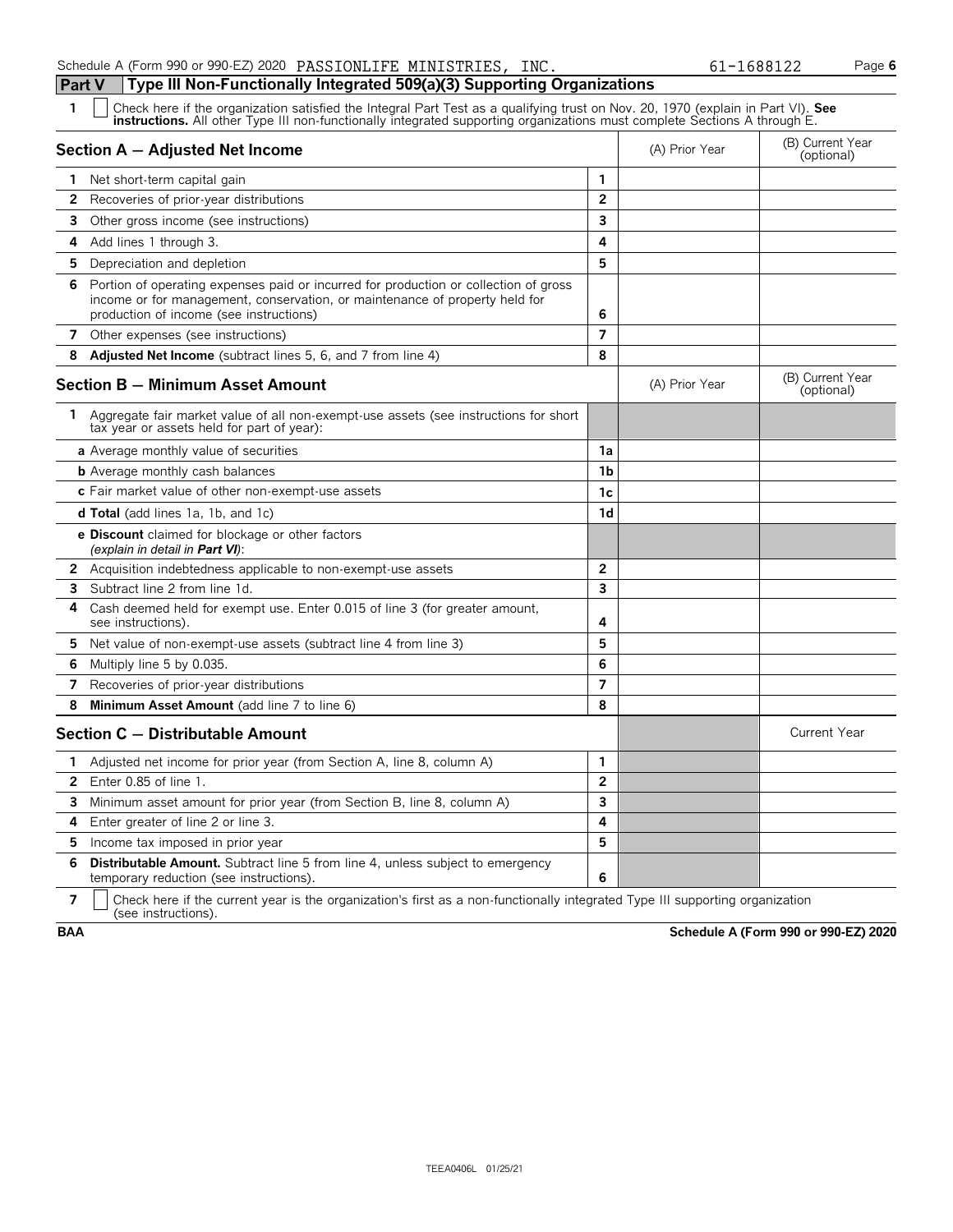Schedule A (Form 990 or 990-EZ) 2020 PASSIONLIFE MINISTRIES, INC. 61-1688122

## Part V Type III Non-Functionally Integrated 509(a)(3) Supporting Organizations

**1** ☐ Check here if the organization satisfied the Integral Part Test as a qualifying trust on Nov. 20, 1970 (explain in Part VI). **See instructions.** All other Type III non-functionally integrated supporting organizations must complete Sections A through E.

| **Section A — Adjusted Net Income** | | (A) Prior Year | (B) Current Year (optional) |
|---|---|---|---|
| **1** Net short-term capital gain | 1 | | |
| **2** Recoveries of prior-year distributions | 2 | | |
| **3** Other gross income (see instructions) | 3 | | |
| **4** Add lines 1 through 3. | 4 | | |
| **5** Depreciation and depletion | 5 | | |
| **6** Portion of operating expenses paid or incurred for production or collection of gross income or for management, conservation, or maintenance of property held for production of income (see instructions) | 6 | | |
| **7** Other expenses (see instructions) | 7 | | |
| **8** **Adjusted Net Income** (subtract lines 5, 6, and 7 from line 4) | 8 | | |

| **Section B — Minimum Asset Amount** | | (A) Prior Year | (B) Current Year (optional) |
|---|---|---|---|
| **1** Aggregate fair market value of all non-exempt-use assets (see instructions for short tax year or assets held for part of year): | | | |
| **a** Average monthly value of securities | 1a | | |
| **b** Average monthly cash balances | 1b | | |
| **c** Fair market value of other non-exempt-use assets | 1c | | |
| **d Total** (add lines 1a, 1b, and 1c) | 1d | | |
| **e Discount** claimed for blockage or other factors *(explain in detail in **Part VI**)*: | | | |
| **2** Acquisition indebtedness applicable to non-exempt-use assets | 2 | | |
| **3** Subtract line 2 from line 1d. | 3 | | |
| **4** Cash deemed held for exempt use. Enter 0.015 of line 3 (for greater amount, see instructions). | 4 | | |
| **5** Net value of non-exempt-use assets (subtract line 4 from line 3) | 5 | | |
| **6** Multiply line 5 by 0.035. | 6 | | |
| **7** Recoveries of prior-year distributions | 7 | | |
| **8** **Minimum Asset Amount** (add line 7 to line 6) | 8 | | |

| **Section C — Distributable Amount** | | | Current Year |
|---|---|---|---|
| **1** Adjusted net income for prior year (from Section A, line 8, column A) | 1 | | |
| **2** Enter 0.85 of line 1. | 2 | | |
| **3** Minimum asset amount for prior year (from Section B, line 8, column A) | 3 | | |
| **4** Enter greater of line 2 or line 3. | 4 | | |
| **5** Income tax imposed in prior year | 5 | | |
| **6** **Distributable Amount.** Subtract line 5 from line 4, unless subject to emergency temporary reduction (see instructions). | 6 | | |

**7** ☐ Check here if the current year is the organization's first as a non-functionally integrated Type III supporting organization (see instructions).

BAA Schedule A (Form 990 or 990-EZ) 2020

TEEA0406L 01/25/21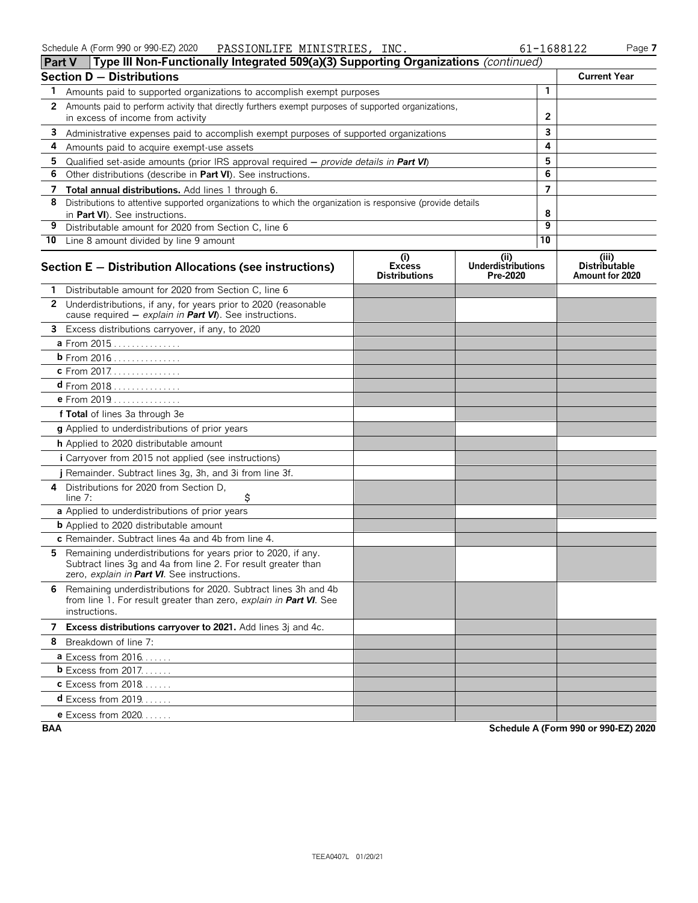Schedule A (Form 990 or 990-EZ) 2020 PASSIONLIFE MINISTRIES, INC. 61-1688122

## Part V Type III Non-Functionally Integrated 509(a)(3) Supporting Organizations *(continued)*

### Section D − Distributions

| | | | Current Year |
|---|---|---|---|
| **1** | Amounts paid to supported organizations to accomplish exempt purposes | 1 | |
| **2** | Amounts paid to perform activity that directly furthers exempt purposes of supported organizations, in excess of income from activity | 2 | |
| **3** | Administrative expenses paid to accomplish exempt purposes of supported organizations | 3 | |
| **4** | Amounts paid to acquire exempt-use assets | 4 | |
| **5** | Qualified set-aside amounts (prior IRS approval required − *provide details in* ***Part VI***) | 5 | |
| **6** | Other distributions (describe in **Part VI**). See instructions. | 6 | |
| **7** | **Total annual distributions.** Add lines 1 through 6. | 7 | |
| **8** | Distributions to attentive supported organizations to which the organization is responsive (provide details in **Part VI**). See instructions. | 8 | |
| **9** | Distributable amount for 2020 from Section C, line 6 | 9 | |
| **10** | Line 8 amount divided by line 9 amount | 10 | |

### Section E − Distribution Allocations (see instructions)

| | (i) Excess Distributions | (ii) Underdistributions Pre-2020 | (iii) Distributable Amount for 2020 |
|---|---|---|---|
| **1** Distributable amount for 2020 from Section C, line 6 | | | |
| **2** Underdistributions, if any, for years prior to 2020 (reasonable cause required − *explain in* ***Part VI***). See instructions. | | | |
| **3** Excess distributions carryover, if any, to 2020 | | | |
| **a** From 2015 | | | |
| **b** From 2016 | | | |
| **c** From 2017 | | | |
| **d** From 2018 | | | |
| **e** From 2019 | | | |
| **f Total** of lines 3a through 3e | | | |
| **g** Applied to underdistributions of prior years | | | |
| **h** Applied to 2020 distributable amount | | | |
| ***i*** Carryover from 2015 not applied (see instructions) | | | |
| **j** Remainder. Subtract lines 3g, 3h, and 3i from line 3f. | | | |
| **4** Distributions for 2020 from Section D, line 7: $ | | | |
| **a** Applied to underdistributions of prior years | | | |
| **b** Applied to 2020 distributable amount | | | |
| **c** Remainder. Subtract lines 4a and 4b from line 4. | | | |
| **5** Remaining underdistributions for years prior to 2020, if any. Subtract lines 3g and 4a from line 2. For result greater than zero, *explain in* ***Part VI***. See instructions. | | | |
| **6** Remaining underdistributions for 2020. Subtract lines 3h and 4b from line 1. For result greater than zero, *explain in* ***Part VI***. See instructions. | | | |
| **7 Excess distributions carryover to 2021.** Add lines 3j and 4c. | | | |
| **8** Breakdown of line 7: | | | |
| **a** Excess from 2016 | | | |
| **b** Excess from 2017 | | | |
| **c** Excess from 2018 | | | |
| **d** Excess from 2019 | | | |
| **e** Excess from 2020 | | | |

BAA Schedule A (Form 990 or 990-EZ) 2020

TEEA0407L 01/20/21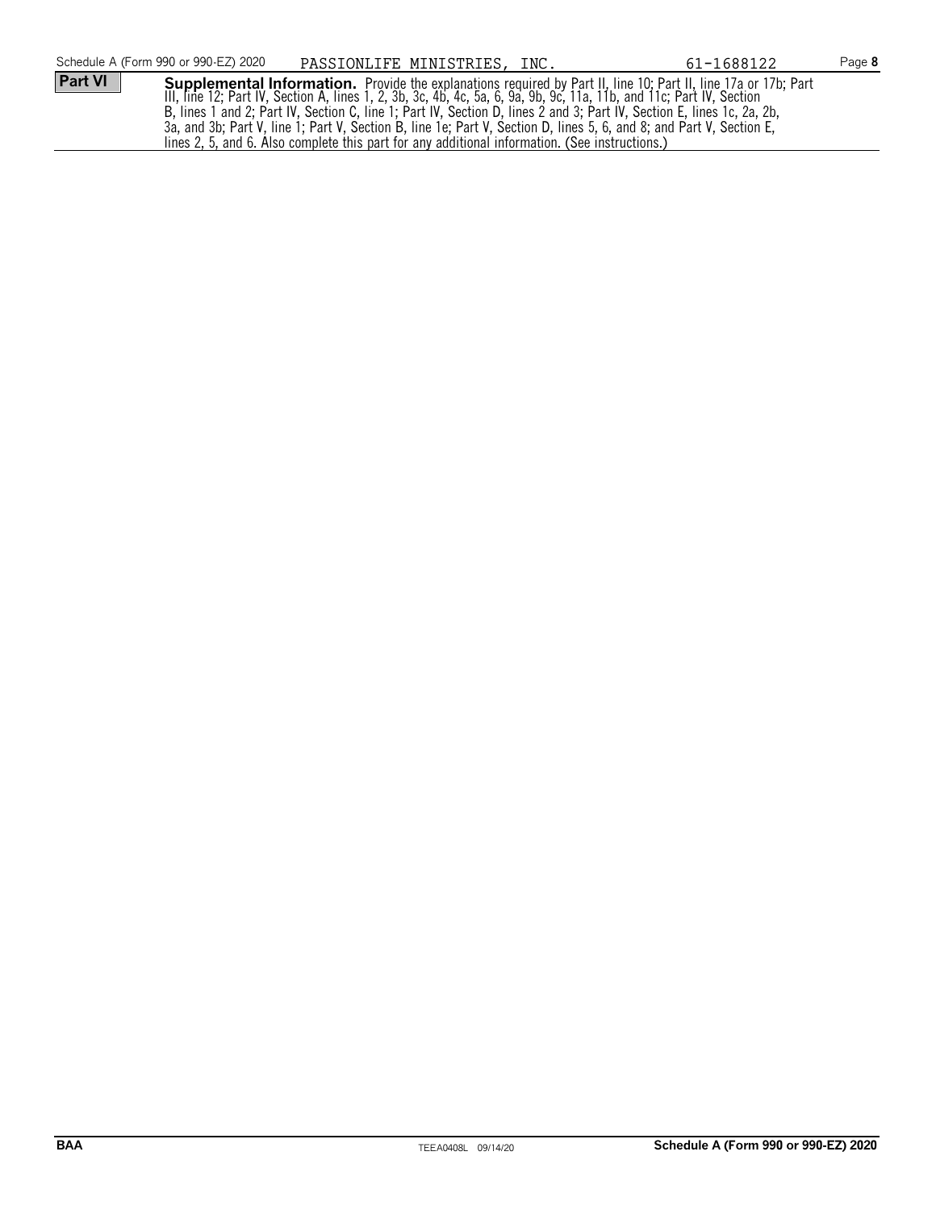Schedule A (Form 990 or 990-EZ) 2020 PASSIONLIFE MINISTRIES, INC. 61-1688122 Page **8**

**Part VI** **Supplemental Information.** Provide the explanations required by Part II, line 10; Part II, line 17a or 17b; Part III, line 12; Part IV, Section A, lines 1, 2, 3b, 3c, 4b, 4c, 5a, 6, 9a, 9b, 9c, 11a, 11b, and 11c; Part IV, Section B, lines 1 and 2; Part IV, Section C, line 1; Part IV, Section D, lines 2 and 3; Part IV, Section E, lines 1c, 2a, 2b, 3a, and 3b; Part V, line 1; Part V, Section B, line 1e; Part V, Section D, lines 5, 6, and 8; and Part V, Section E, lines 2, 5, and 6. Also complete this part for any additional information. (See instructions.)

BAA TEEA0408L 09/14/20 **Schedule A (Form 990 or 990-EZ) 2020**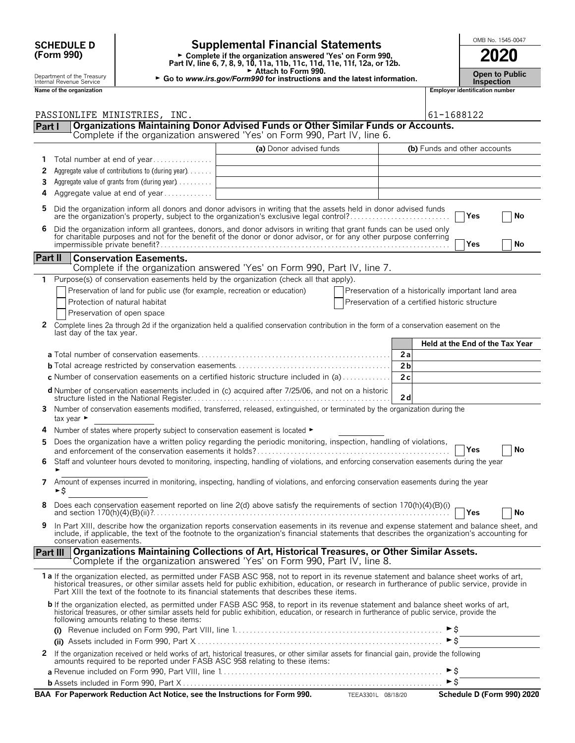**SCHEDULE D (Form 990)**

Department of the Treasury
Internal Revenue Service

# Supplemental Financial Statements

► Complete if the organization answered 'Yes' on Form 990, Part IV, line 6, 7, 8, 9, 10, 11a, 11b, 11c, 11d, 11e, 11f, 12a, or 12b.
► Attach to Form 990.
► Go to *www.irs.gov/Form990* for instructions and the latest information.

OMB No. 1545-0047

**2020**

**Open to Public Inspection**

Name of the organization: PASSIONLIFE MINISTRIES, INC.

Employer identification number: 61-1688122

## Part I Organizations Maintaining Donor Advised Funds or Other Similar Funds or Accounts.
Complete if the organization answered 'Yes' on Form 990, Part IV, line 6.

| | | (a) Donor advised funds | (b) Funds and other accounts |
|---|---|---|---|
| 1 | Total number at end of year | | |
| 2 | Aggregate value of contributions to (during year) | | |
| 3 | Aggregate value of grants from (during year) | | |
| 4 | Aggregate value at end of year | | |

5 Did the organization inform all donors and donor advisors in writing that the assets held in donor advised funds are the organization's property, subject to the organization's exclusive legal control? ☐ Yes ☐ No

6 Did the organization inform all grantees, donors, and donor advisors in writing that grant funds can be used only for charitable purposes and not for the benefit of the donor or donor advisor, or for any other purpose conferring impermissible private benefit? ☐ Yes ☐ No

## Part II Conservation Easements.
Complete if the organization answered 'Yes' on Form 990, Part IV, line 7.

1 Purpose(s) of conservation easements held by the organization (check all that apply).

☐ Preservation of land for public use (for example, recreation or education)
☐ Protection of natural habitat
☐ Preservation of open space
☐ Preservation of a historically important land area
☐ Preservation of a certified historic structure

2 Complete lines 2a through 2d if the organization held a qualified conservation contribution in the form of a conservation easement on the last day of the tax year.

| | | Held at the End of the Tax Year |
|---|---|---|
| a Total number of conservation easements | 2a | |
| b Total acreage restricted by conservation easements | 2b | |
| c Number of conservation easements on a certified historic structure included in (a) | 2c | |
| d Number of conservation easements included in (c) acquired after 7/25/06, and not on a historic structure listed in the National Register | 2d | |

3 Number of conservation easements modified, transferred, released, extinguished, or terminated by the organization during the tax year ►

4 Number of states where property subject to conservation easement is located ►

5 Does the organization have a written policy regarding the periodic monitoring, inspection, handling of violations, and enforcement of the conservation easements it holds? ☐ Yes ☐ No

6 Staff and volunteer hours devoted to monitoring, inspecting, handling of violations, and enforcing conservation easements during the year ►

7 Amount of expenses incurred in monitoring, inspecting, handling of violations, and enforcing conservation easements during the year ►$

8 Does each conservation easement reported on line 2(d) above satisfy the requirements of section 170(h)(4)(B)(i) and section 170(h)(4)(B)(ii)? ☐ Yes ☐ No

9 In Part XIII, describe how the organization reports conservation easements in its revenue and expense statement and balance sheet, and include, if applicable, the text of the footnote to the organization's financial statements that describes the organization's accounting for conservation easements.

## Part III Organizations Maintaining Collections of Art, Historical Treasures, or Other Similar Assets.
Complete if the organization answered 'Yes' on Form 990, Part IV, line 8.

1a If the organization elected, as permitted under FASB ASC 958, not to report in its revenue statement and balance sheet works of art, historical treasures, or other similar assets held for public exhibition, education, or research in furtherance of public service, provide in Part XIII the text of the footnote to its financial statements that describes these items.

b If the organization elected, as permitted under FASB ASC 958, to report in its revenue statement and balance sheet works of art, historical treasures, or other similar assets held for public exhibition, education, or research in furtherance of public service, provide the following amounts relating to these items:

(i) Revenue included on Form 990, Part VIII, line 1 ►$

(ii) Assets included in Form 990, Part X ►$

2 If the organization received or held works of art, historical treasures, or other similar assets for financial gain, provide the following amounts required to be reported under FASB ASC 958 relating to these items:

a Revenue included on Form 990, Part VIII, line 1 ►$

b Assets included in Form 990, Part X ►$

**BAA For Paperwork Reduction Act Notice, see the Instructions for Form 990.** TEEA3301L 08/18/20 **Schedule D (Form 990) 2020**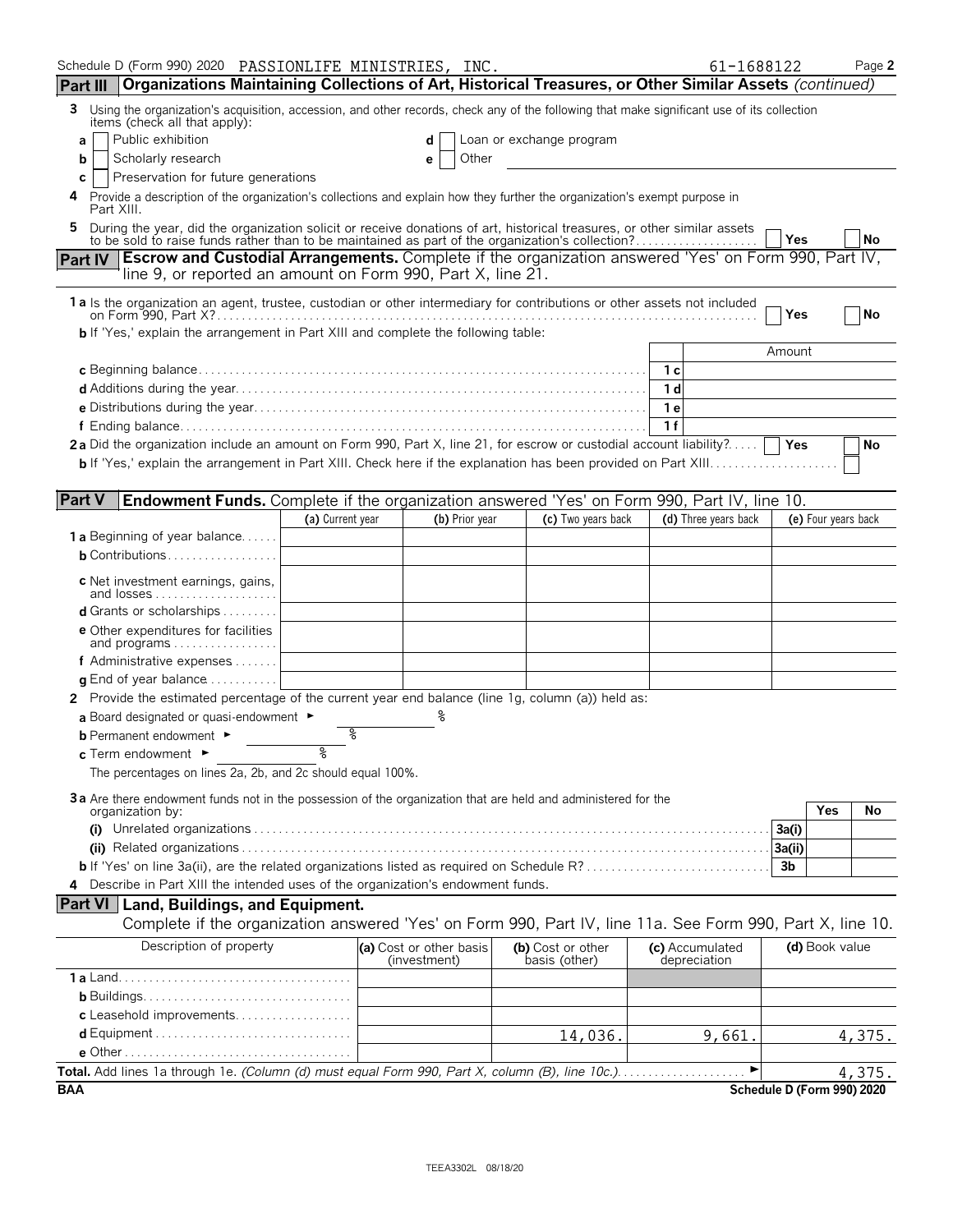Schedule D (Form 990) 2020 PASSIONLIFE MINISTRIES, INC. 61-1688122 Page 2

## Part III Organizations Maintaining Collections of Art, Historical Treasures, or Other Similar Assets *(continued)*

**3** Using the organization's acquisition, accession, and other records, check any of the following that make significant use of its collection items (check all that apply):

- **a** [ ] Public exhibition
- **b** [ ] Scholarly research
- **c** [ ] Preservation for future generations
- **d** [ ] Loan or exchange program
- **e** [ ] Other

**4** Provide a description of the organization's collections and explain how they further the organization's exempt purpose in Part XIII.

**5** During the year, did the organization solicit or receive donations of art, historical treasures, or other similar assets to be sold to raise funds rather than to be maintained as part of the organization's collection? [ ] Yes [ ] No

## Part IV Escrow and Custodial Arrangements. Complete if the organization answered 'Yes' on Form 990, Part IV, line 9, or reported an amount on Form 990, Part X, line 21.

**1a** Is the organization an agent, trustee, custodian or other intermediary for contributions or other assets not included on Form 990, Part X? [ ] Yes [ ] No

**b** If 'Yes,' explain the arrangement in Part XIII and complete the following table:

| | | Amount |
|---|---|---|
| **c** Beginning balance | 1c | |
| **d** Additions during the year | 1d | |
| **e** Distributions during the year | 1e | |
| **f** Ending balance | 1f | |

**2a** Did the organization include an amount on Form 990, Part X, line 21, for escrow or custodial account liability? [ ] Yes [ ] No

**b** If 'Yes,' explain the arrangement in Part XIII. Check here if the explanation has been provided on Part XIII [ ]

## Part V Endowment Funds. Complete if the organization answered 'Yes' on Form 990, Part IV, line 10.

| | (a) Current year | (b) Prior year | (c) Two years back | (d) Three years back | (e) Four years back |
|---|---|---|---|---|---|
| **1a** Beginning of year balance | | | | | |
| **b** Contributions | | | | | |
| **c** Net investment earnings, gains, and losses | | | | | |
| **d** Grants or scholarships | | | | | |
| **e** Other expenditures for facilities and programs | | | | | |
| **f** Administrative expenses | | | | | |
| **g** End of year balance | | | | | |

**2** Provide the estimated percentage of the current year end balance (line 1g, column (a)) held as:

**a** Board designated or quasi-endowment ► %

**b** Permanent endowment ► %

**c** Term endowment ► %

The percentages on lines 2a, 2b, and 2c should equal 100%.

**3a** Are there endowment funds not in the possession of the organization that are held and administered for the organization by:

| | | Yes | No |
|---|---|---|---|
| **(i)** Unrelated organizations | 3a(i) | | |
| **(ii)** Related organizations | 3a(ii) | | |
| **b** If 'Yes' on line 3a(ii), are the related organizations listed as required on Schedule R? | 3b | | |

**4** Describe in Part XIII the intended uses of the organization's endowment funds.

## Part VI Land, Buildings, and Equipment.

Complete if the organization answered 'Yes' on Form 990, Part IV, line 11a. See Form 990, Part X, line 10.

| Description of property | (a) Cost or other basis (investment) | (b) Cost or other basis (other) | (c) Accumulated depreciation | (d) Book value |
|---|---|---|---|---|
| **1a** Land | | | | |
| **b** Buildings | | | | |
| **c** Leasehold improvements | | | | |
| **d** Equipment | | 14,036. | 9,661. | 4,375. |
| **e** Other | | | | |
| **Total.** Add lines 1a through 1e. *(Column (d) must equal Form 990, Part X, column (B), line 10c.)* ► | | | | 4,375. |

BAA Schedule D (Form 990) 2020

TEEA3302L 08/18/20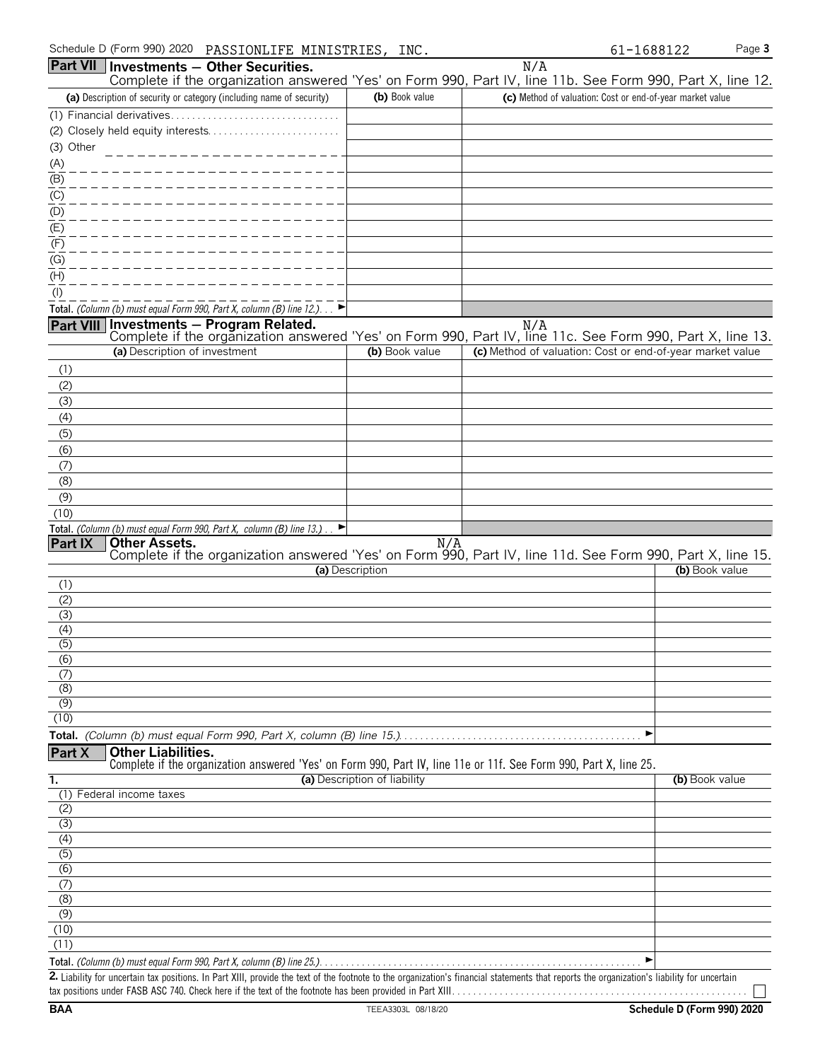Schedule D (Form 990) 2020 PASSIONLIFE MINISTRIES, INC. 61-1688122

## Part VII Investments — Other Securities.

N/A

Complete if the organization answered 'Yes' on Form 990, Part IV, line 11b. See Form 990, Part X, line 12.

| (a) Description of security or category (including name of security) | (b) Book value | (c) Method of valuation: Cost or end-of-year market value |
|---|---|---|
| (1) Financial derivatives | | |
| (2) Closely held equity interests | | |
| (3) Other | | |
| (A) | | |
| (B) | | |
| (C) | | |
| (D) | | |
| (E) | | |
| (F) | | |
| (G) | | |
| (H) | | |
| (I) | | |
| Total. (Column (b) must equal Form 990, Part X, column (B) line 12.) ► | | |

## Part VIII Investments — Program Related.

N/A

Complete if the organization answered 'Yes' on Form 990, Part IV, line 11c. See Form 990, Part X, line 13.

| (a) Description of investment | (b) Book value | (c) Method of valuation: Cost or end-of-year market value |
|---|---|---|
| (1) | | |
| (2) | | |
| (3) | | |
| (4) | | |
| (5) | | |
| (6) | | |
| (7) | | |
| (8) | | |
| (9) | | |
| (10) | | |
| Total. (Column (b) must equal Form 990, Part X, column (B) line 13.) ► | | |

## Part IX Other Assets.

N/A

Complete if the organization answered 'Yes' on Form 990, Part IV, line 11d. See Form 990, Part X, line 15.

| (a) Description | (b) Book value |
|---|---|
| (1) | |
| (2) | |
| (3) | |
| (4) | |
| (5) | |
| (6) | |
| (7) | |
| (8) | |
| (9) | |
| (10) | |
| Total. (Column (b) must equal Form 990, Part X, column (B) line 15.) ► | |

## Part X Other Liabilities.

Complete if the organization answered 'Yes' on Form 990, Part IV, line 11e or 11f. See Form 990, Part X, line 25.

| 1. (a) Description of liability | (b) Book value |
|---|---|
| (1) Federal income taxes | |
| (2) | |
| (3) | |
| (4) | |
| (5) | |
| (6) | |
| (7) | |
| (8) | |
| (9) | |
| (10) | |
| (11) | |
| Total. (Column (b) must equal Form 990, Part X, column (B) line 25.) ► | |

**2.** Liability for uncertain tax positions. In Part XIII, provide the text of the footnote to the organization's financial statements that reports the organization's liability for uncertain tax positions under FASB ASC 740. Check here if the text of the footnote has been provided in Part XIII ☐

BAA TEEA3303L 08/18/20 Schedule D (Form 990) 2020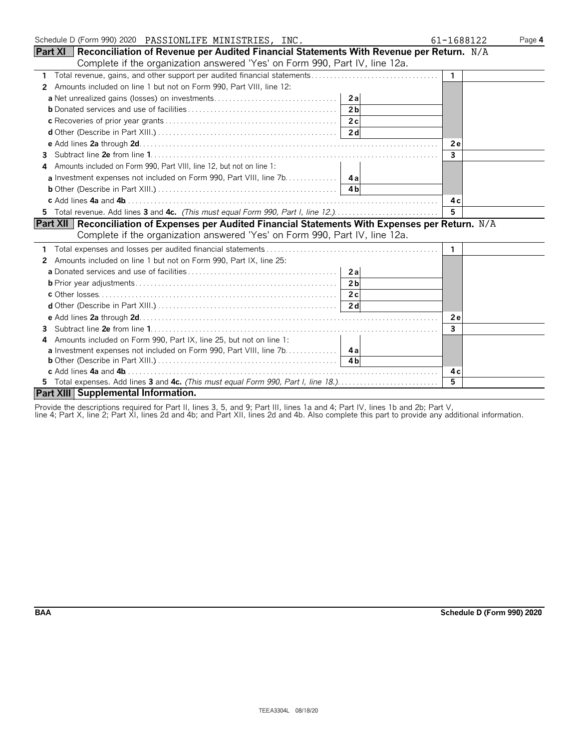Schedule D (Form 990) 2020 PASSIONLIFE MINISTRIES, INC. 61-1688122 Page **4**

## Part XI Reconciliation of Revenue per Audited Financial Statements With Revenue per Return. N/A

Complete if the organization answered 'Yes' on Form 990, Part IV, line 12a.

| | | | | |
|---|---|---|---|---|
| **1** Total revenue, gains, and other support per audited financial statements | | | **1** | |
| **2** Amounts included on line 1 but not on Form 990, Part VIII, line 12: | | | | |
| **a** Net unrealized gains (losses) on investments | **2a** | | | |
| **b** Donated services and use of facilities | **2b** | | | |
| **c** Recoveries of prior year grants | **2c** | | | |
| **d** Other (Describe in Part XIII.) | **2d** | | | |
| **e** Add lines **2a** through **2d** | | | **2e** | |
| **3** Subtract line **2e** from line **1** | | | **3** | |
| **4** Amounts included on Form 990, Part VIII, line 12, but not on line 1: | | | | |
| **a** Investment expenses not included on Form 990, Part VIII, line 7b | **4a** | | | |
| **b** Other (Describe in Part XIII.) | **4b** | | | |
| **c** Add lines **4a** and **4b** | | | **4c** | |
| **5** Total revenue. Add lines **3** and **4c.** *(This must equal Form 990, Part I, line 12.)* | | | **5** | |

## Part XII Reconciliation of Expenses per Audited Financial Statements With Expenses per Return. N/A

Complete if the organization answered 'Yes' on Form 990, Part IV, line 12a.

| | | | | |
|---|---|---|---|---|
| **1** Total expenses and losses per audited financial statements | | | **1** | |
| **2** Amounts included on line 1 but not on Form 990, Part IX, line 25: | | | | |
| **a** Donated services and use of facilities | **2a** | | | |
| **b** Prior year adjustments | **2b** | | | |
| **c** Other losses | **2c** | | | |
| **d** Other (Describe in Part XIII.) | **2d** | | | |
| **e** Add lines **2a** through **2d** | | | **2e** | |
| **3** Subtract line **2e** from line **1** | | | **3** | |
| **4** Amounts included on Form 990, Part IX, line 25, but not on line 1: | | | | |
| **a** Investment expenses not included on Form 990, Part VIII, line 7b | **4a** | | | |
| **b** Other (Describe in Part XIII.) | **4b** | | | |
| **c** Add lines **4a** and **4b** | | | **4c** | |
| **5** Total expenses. Add lines **3** and **4c.** *(This must equal Form 990, Part I, line 18.)* | | | **5** | |

## Part XIII Supplemental Information.

Provide the descriptions required for Part II, lines 3, 5, and 9; Part III, lines 1a and 4; Part IV, lines 1b and 2b; Part V, line 4; Part X, line 2; Part XI, lines 2d and 4b; and Part XII, lines 2d and 4b. Also complete this part to provide any additional information.

BAA Schedule D (Form 990) 2020

TEEA3304L 08/18/20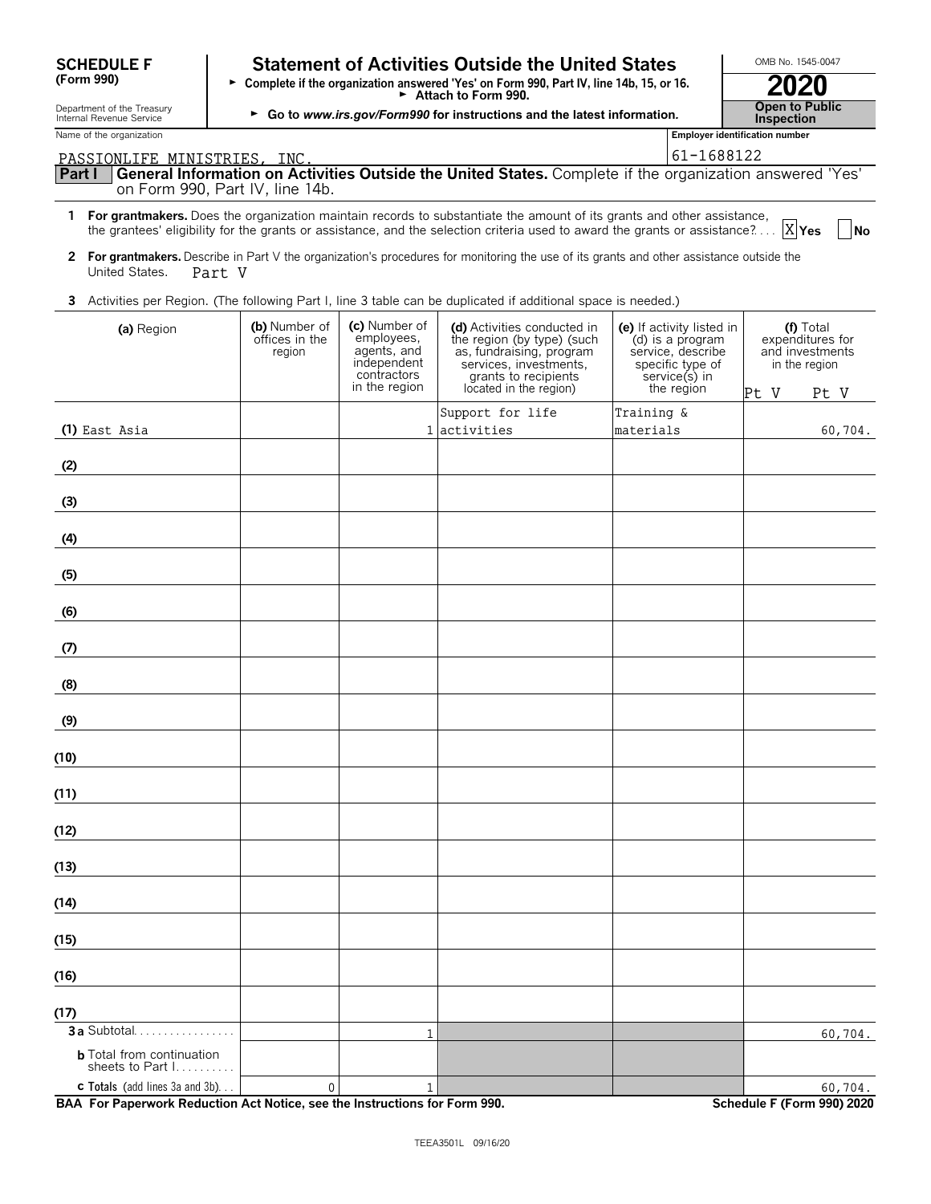**SCHEDULE F (Form 990)**

Department of the Treasury Internal Revenue Service

# Statement of Activities Outside the United States

► Complete if the organization answered 'Yes' on Form 990, Part IV, line 14b, 15, or 16.
► Attach to Form 990.
► Go to *www.irs.gov/Form990* for instructions and the latest information.

OMB No. 1545-0047

**2020**

**Open to Public Inspection**

Name of the organization: PASSIONLIFE MINISTRIES, INC.

Employer identification number: 61-1688122

**Part I General Information on Activities Outside the United States.** Complete if the organization answered 'Yes' on Form 990, Part IV, line 14b.

**1 For grantmakers.** Does the organization maintain records to substantiate the amount of its grants and other assistance, the grantees' eligibility for the grants or assistance, and the selection criteria used to award the grants or assistance? .... [X] Yes [ ] No

**2 For grantmakers.** Describe in Part V the organization's procedures for monitoring the use of its grants and other assistance outside the United States. Part V

**3** Activities per Region. (The following Part I, line 3 table can be duplicated if additional space is needed.)

| (a) Region | (b) Number of offices in the region | (c) Number of employees, agents, and independent contractors in the region | (d) Activities conducted in the region (by type) (such as, fundraising, program services, investments, grants to recipients located in the region) | (e) If activity listed in (d) is a program service, describe specific type of service(s) in the region | (f) Total expenditures for and investments in the region Pt V Pt V |
|---|---|---|---|---|---|
| (1) East Asia | | 1 | Support for life activities | Training & materials | 60,704. |
| (2) | | | | | |
| (3) | | | | | |
| (4) | | | | | |
| (5) | | | | | |
| (6) | | | | | |
| (7) | | | | | |
| (8) | | | | | |
| (9) | | | | | |
| (10) | | | | | |
| (11) | | | | | |
| (12) | | | | | |
| (13) | | | | | |
| (14) | | | | | |
| (15) | | | | | |
| (16) | | | | | |
| (17) | | | | | |
| **3a** Subtotal | | 1 | | | 60,704. |
| **b** Total from continuation sheets to Part I | | | | | |
| **c Totals** (add lines 3a and 3b) | 0 | 1 | | | 60,704. |

**BAA For Paperwork Reduction Act Notice, see the Instructions for Form 990.** **Schedule F (Form 990) 2020**

TEEA3501L 09/16/20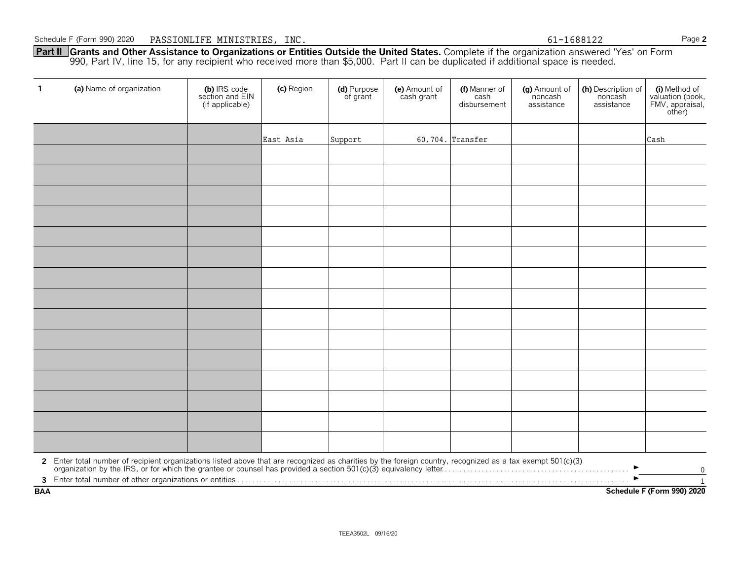Schedule F (Form 990) 2020 PASSIONLIFE MINISTRIES, INC. 61-1688122 Page **2**

**Part II Grants and Other Assistance to Organizations or Entities Outside the United States.** Complete if the organization answered 'Yes' on Form 990, Part IV, line 15, for any recipient who received more than $5,000. Part II can be duplicated if additional space is needed.

| 1 (a) Name of organization | (b) IRS code section and EIN (if applicable) | (c) Region | (d) Purpose of grant | (e) Amount of cash grant | (f) Manner of cash disbursement | (g) Amount of noncash assistance | (h) Description of noncash assistance | (i) Method of valuation (book, FMV, appraisal, other) |
|---|---|---|---|---|---|---|---|---|
| | | East Asia | Support | 60,704. | Transfer | | | Cash |
| | | | | | | | | |
| | | | | | | | | |
| | | | | | | | | |
| | | | | | | | | |
| | | | | | | | | |
| | | | | | | | | |
| | | | | | | | | |
| | | | | | | | | |
| | | | | | | | | |
| | | | | | | | | |
| | | | | | | | | |
| | | | | | | | | |
| | | | | | | | | |
| | | | | | | | | |
| | | | | | | | | |

**2** Enter total number of recipient organizations listed above that are recognized as charities by the foreign country, recognized as a tax exempt 501(c)(3) organization by the IRS, or for which the grantee or counsel has provided a section 501(c)(3) equivalency letter ► 0

**3** Enter total number of other organizations or entities ► 1

**BAA** **Schedule F (Form 990) 2020**

TEEA3502L 09/16/20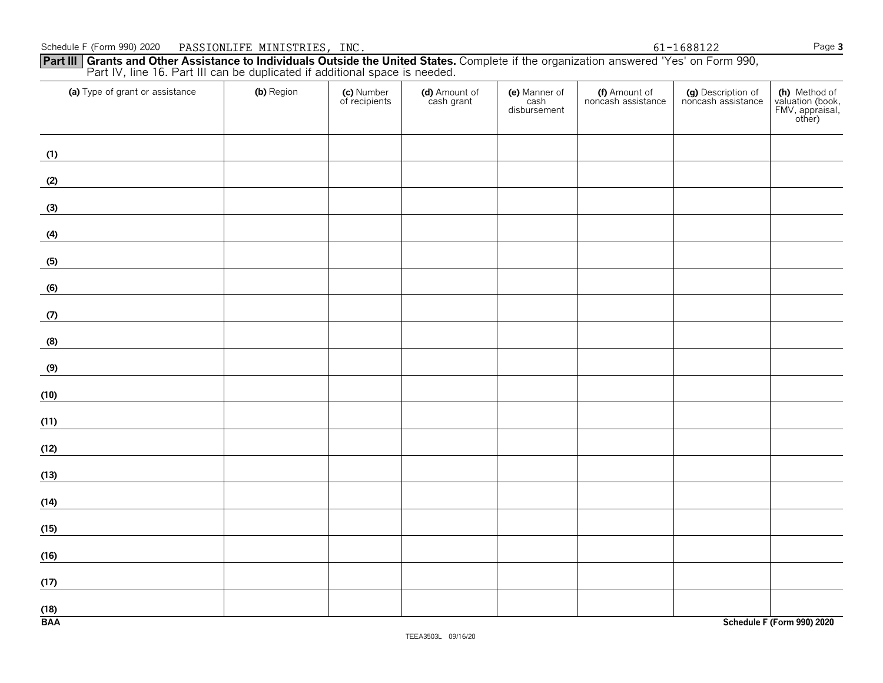Schedule F (Form 990) 2020 PASSIONLIFE MINISTRIES, INC. 61-1688122

**Part III Grants and Other Assistance to Individuals Outside the United States.** Complete if the organization answered 'Yes' on Form 990, Part IV, line 16. Part III can be duplicated if additional space is needed.

| (a) Type of grant or assistance | (b) Region | (c) Number of recipients | (d) Amount of cash grant | (e) Manner of cash disbursement | (f) Amount of noncash assistance | (g) Description of noncash assistance | (h) Method of valuation (book, FMV, appraisal, other) |
|---|---|---|---|---|---|---|---|
| (1) | | | | | | | |
| (2) | | | | | | | |
| (3) | | | | | | | |
| (4) | | | | | | | |
| (5) | | | | | | | |
| (6) | | | | | | | |
| (7) | | | | | | | |
| (8) | | | | | | | |
| (9) | | | | | | | |
| (10) | | | | | | | |
| (11) | | | | | | | |
| (12) | | | | | | | |
| (13) | | | | | | | |
| (14) | | | | | | | |
| (15) | | | | | | | |
| (16) | | | | | | | |
| (17) | | | | | | | |
| (18) | | | | | | | |

BAA **Schedule F (Form 990) 2020**

TEEA3503L 09/16/20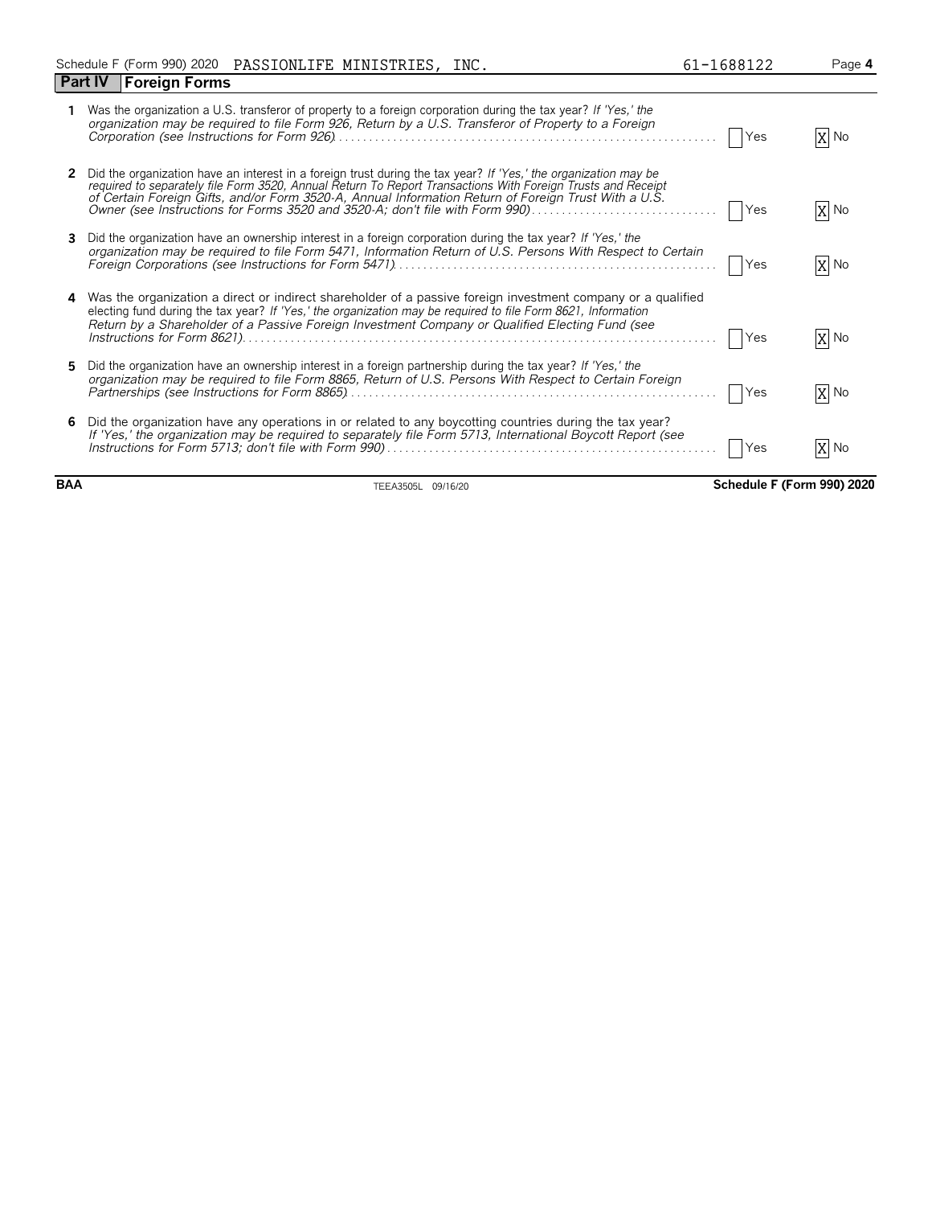Schedule F (Form 990) 2020 PASSIONLIFE MINISTRIES, INC. 61-1688122

## Part IV Foreign Forms

| | | Yes | No |
|---|---|---|---|
| **1** | Was the organization a U.S. transferor of property to a foreign corporation during the tax year? *If 'Yes,' the organization may be required to file Form 926, Return by a U.S. Transferor of Property to a Foreign Corporation (see Instructions for Form 926)* | | X |
| **2** | Did the organization have an interest in a foreign trust during the tax year? *If 'Yes,' the organization may be required to separately file Form 3520, Annual Return To Report Transactions With Foreign Trusts and Receipt of Certain Foreign Gifts, and/or Form 3520-A, Annual Information Return of Foreign Trust With a U.S. Owner (see Instructions for Forms 3520 and 3520-A; don't file with Form 990)* | | X |
| **3** | Did the organization have an ownership interest in a foreign corporation during the tax year? *If 'Yes,' the organization may be required to file Form 5471, Information Return of U.S. Persons With Respect to Certain Foreign Corporations (see Instructions for Form 5471)* | | X |
| **4** | Was the organization a direct or indirect shareholder of a passive foreign investment company or a qualified electing fund during the tax year? *If 'Yes,' the organization may be required to file Form 8621, Information Return by a Shareholder of a Passive Foreign Investment Company or Qualified Electing Fund (see Instructions for Form 8621)* | | X |
| **5** | Did the organization have an ownership interest in a foreign partnership during the tax year? *If 'Yes,' the organization may be required to file Form 8865, Return of U.S. Persons With Respect to Certain Foreign Partnerships (see Instructions for Form 8865)* | | X |
| **6** | Did the organization have any operations in or related to any boycotting countries during the tax year? *If 'Yes,' the organization may be required to separately file Form 5713, International Boycott Report (see Instructions for Form 5713; don't file with Form 990)* | | X |

BAA TEEA3505L 09/16/20 **Schedule F (Form 990) 2020**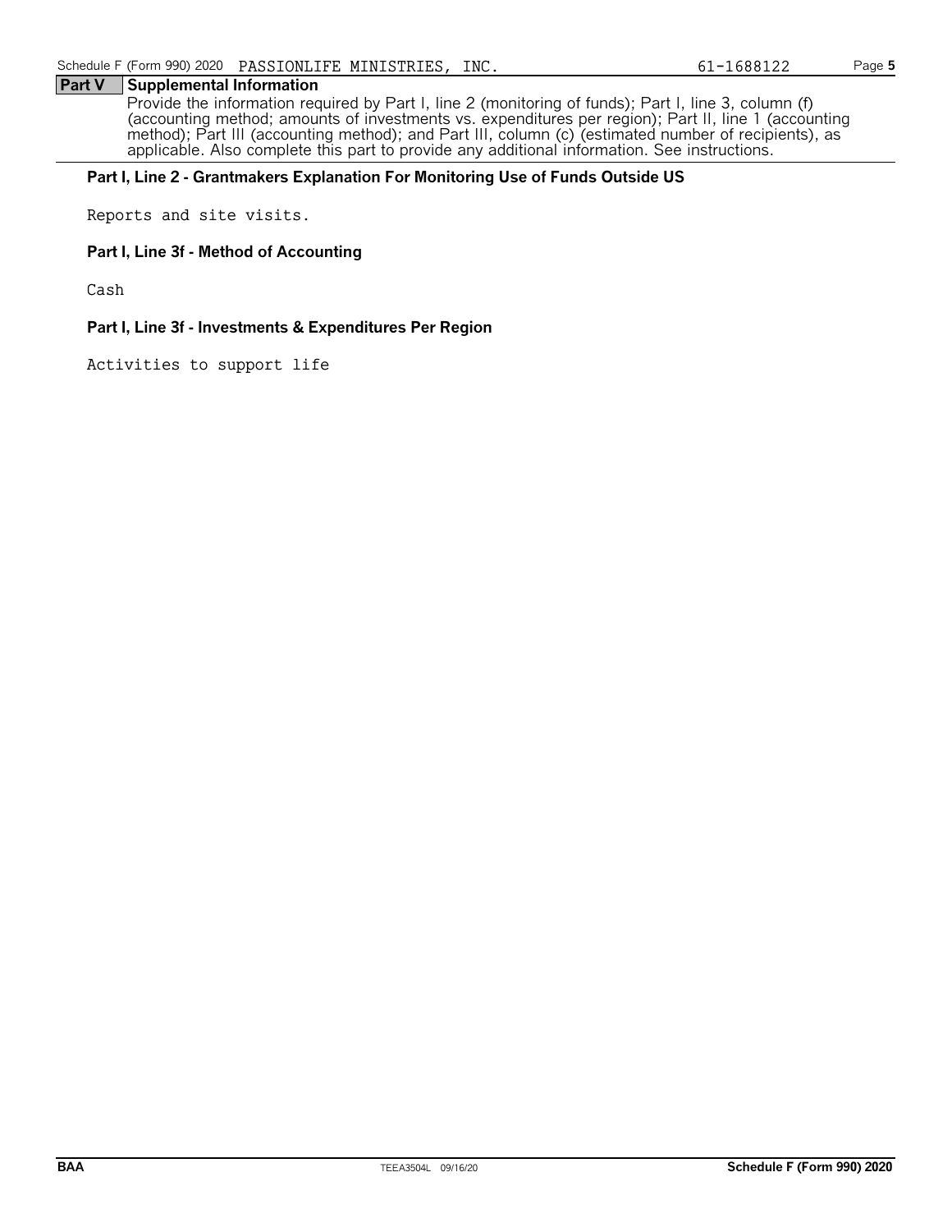Schedule F (Form 990) 2020 PASSIONLIFE MINISTRIES, INC. 61-1688122 Page **5**

## Part V Supplemental Information

Provide the information required by Part I, line 2 (monitoring of funds); Part I, line 3, column (f) (accounting method; amounts of investments vs. expenditures per region); Part II, line 1 (accounting method); Part III (accounting method); and Part III, column (c) (estimated number of recipients), as applicable. Also complete this part to provide any additional information. See instructions.

**Part I, Line 2 - Grantmakers Explanation For Monitoring Use of Funds Outside US**

Reports and site visits.

**Part I, Line 3f - Method of Accounting**

Cash

**Part I, Line 3f - Investments & Expenditures Per Region**

Activities to support life

BAA TEEA3504L 09/16/20 **Schedule F (Form 990) 2020**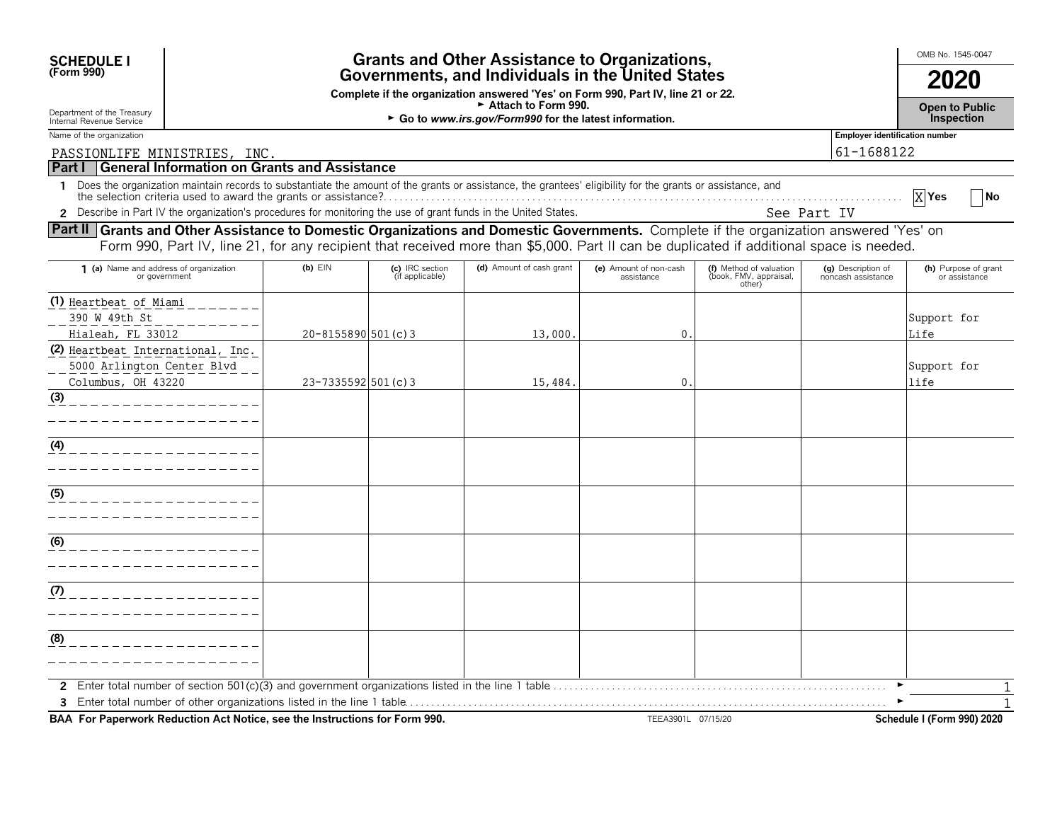**SCHEDULE I**
**(Form 990)**

Department of the Treasury
Internal Revenue Service

# Grants and Other Assistance to Organizations, Governments, and Individuals in the United States

**Complete if the organization answered 'Yes' on Form 990, Part IV, line 21 or 22.**
► **Attach to Form 990.**
► **Go to www.irs.gov/Form990 for the latest information.**

OMB No. 1545-0047

**2020**

**Open to Public Inspection**

Name of the organization: PASSIONLIFE MINISTRIES, INC.

Employer identification number: 61-1688122

## Part I General Information on Grants and Assistance

1 Does the organization maintain records to substantiate the amount of the grants or assistance, the grantees' eligibility for the grants or assistance, and the selection criteria used to award the grants or assistance? [X] **Yes** [ ] **No**

2 Describe in Part IV the organization's procedures for monitoring the use of grant funds in the United States. See Part IV

## Part II Grants and Other Assistance to Domestic Organizations and Domestic Governments.

Complete if the organization answered 'Yes' on Form 990, Part IV, line 21, for any recipient that received more than $5,000. Part II can be duplicated if additional space is needed.

| 1 (a) Name and address of organization or government | (b) EIN | (c) IRC section (if applicable) | (d) Amount of cash grant | (e) Amount of non-cash assistance | (f) Method of valuation (book, FMV, appraisal, other) | (g) Description of noncash assistance | (h) Purpose of grant or assistance |
|---|---|---|---|---|---|---|---|
| (1) Heartbeat of Miami 390 W 49th St Hialeah, FL 33012 | 20-8155890 | 501(c)3 | 13,000. | 0. | | | Support for Life |
| (2) Heartbeat International, Inc. 5000 Arlington Center Blvd Columbus, OH 43220 | 23-7335592 | 501(c)3 | 15,484. | 0. | | | Support for life |
| (3) | | | | | | | |
| (4) | | | | | | | |
| (5) | | | | | | | |
| (6) | | | | | | | |
| (7) | | | | | | | |
| (8) | | | | | | | |

2 Enter total number of section 501(c)(3) and government organizations listed in the line 1 table ► 1

3 Enter total number of other organizations listed in the line 1 table ► 1

**BAA For Paperwork Reduction Act Notice, see the Instructions for Form 990.** TEEA3901L 07/15/20 **Schedule I (Form 990) 2020**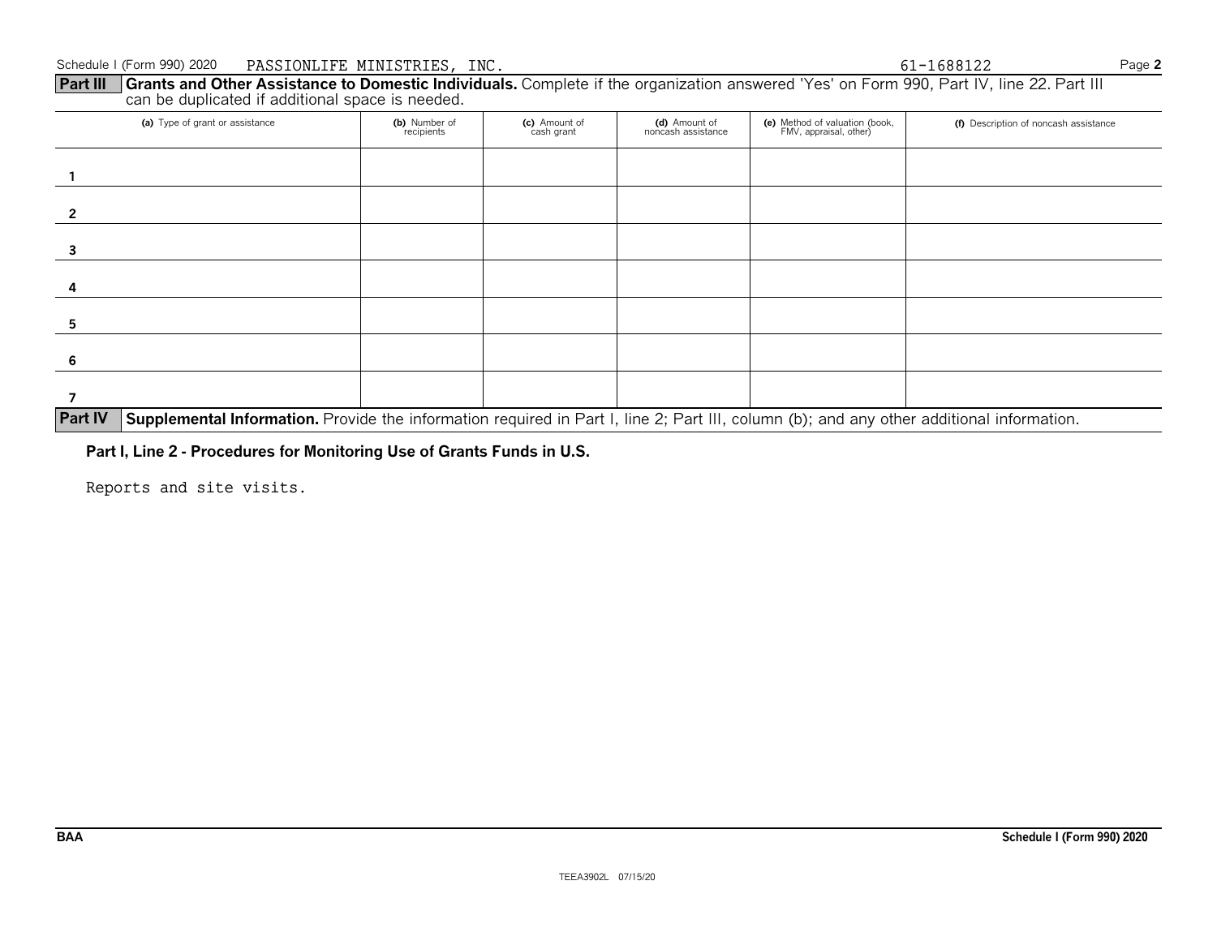Schedule I (Form 990) 2020 PASSIONLIFE MINISTRIES, INC. 61-1688122 Page **2**

**Part III** **Grants and Other Assistance to Domestic Individuals.** Complete if the organization answered 'Yes' on Form 990, Part IV, line 22. Part III can be duplicated if additional space is needed.

| | (a) Type of grant or assistance | (b) Number of recipients | (c) Amount of cash grant | (d) Amount of noncash assistance | (e) Method of valuation (book, FMV, appraisal, other) | (f) Description of noncash assistance |
|---|---|---|---|---|---|---|
| 1 | | | | | | |
| 2 | | | | | | |
| 3 | | | | | | |
| 4 | | | | | | |
| 5 | | | | | | |
| 6 | | | | | | |
| 7 | | | | | | |

**Part IV** **Supplemental Information.** Provide the information required in Part I, line 2; Part III, column (b); and any other additional information.

**Part I, Line 2 - Procedures for Monitoring Use of Grants Funds in U.S.**

Reports and site visits.

**BAA** **Schedule I (Form 990) 2020**

TEEA3902L 07/15/20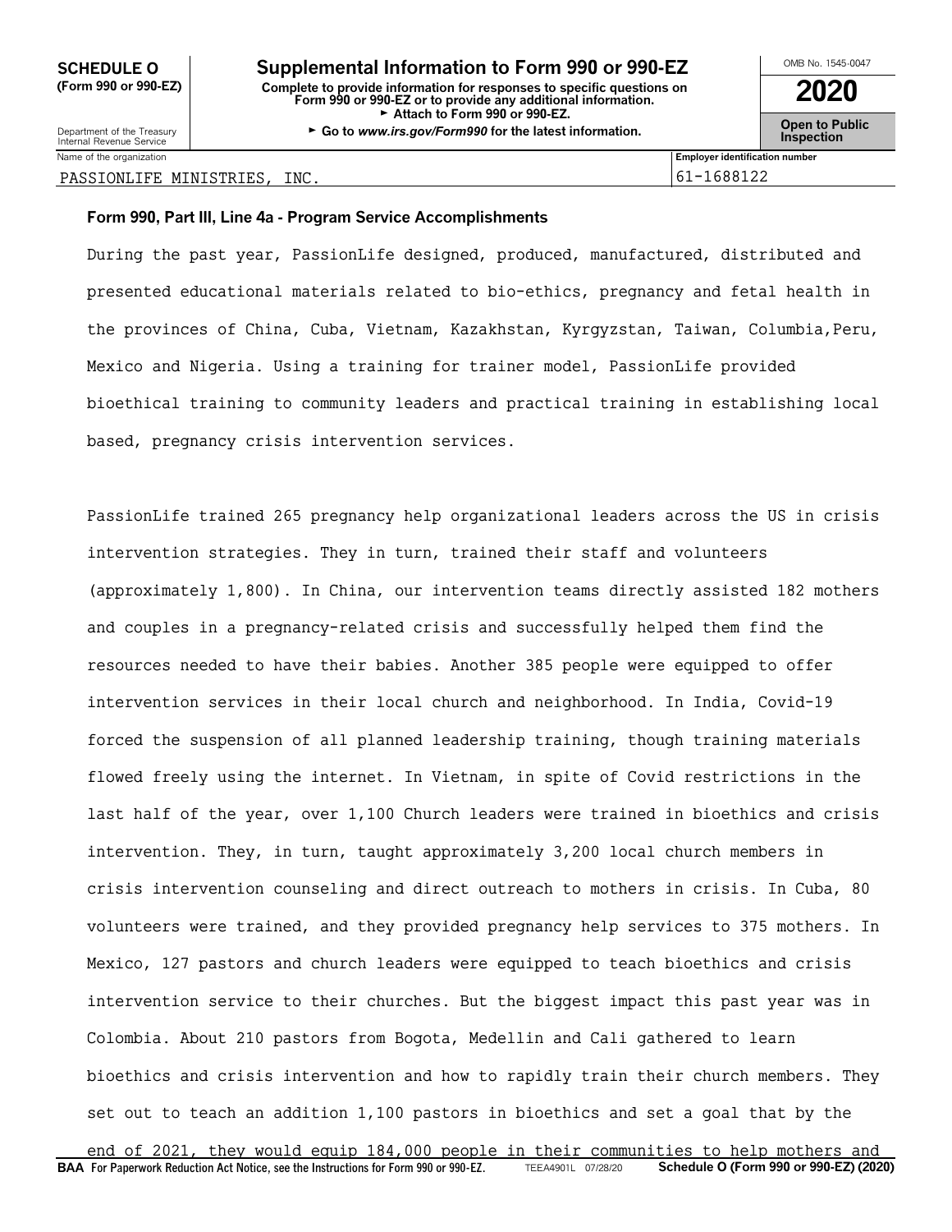**SCHEDULE O (Form 990 or 990-EZ)**

Department of the Treasury
Internal Revenue Service

# Supplemental Information to Form 990 or 990-EZ

**Complete to provide information for responses to specific questions on Form 990 or 990-EZ or to provide any additional information.**
**► Attach to Form 990 or 990-EZ.**
**► Go to *www.irs.gov/Form990* for the latest information.**

OMB No. 1545-0047

**2020**

**Open to Public Inspection**

| Name of the organization | Employer identification number |
|---|---|
| PASSIONLIFE MINISTRIES, INC. | 61-1688122 |

**Form 990, Part III, Line 4a - Program Service Accomplishments**

During the past year, PassionLife designed, produced, manufactured, distributed and presented educational materials related to bio-ethics, pregnancy and fetal health in the provinces of China, Cuba, Vietnam, Kazakhstan, Kyrgyzstan, Taiwan, Columbia,Peru, Mexico and Nigeria. Using a training for trainer model, PassionLife provided bioethical training to community leaders and practical training in establishing local based, pregnancy crisis intervention services.

PassionLife trained 265 pregnancy help organizational leaders across the US in crisis intervention strategies. They in turn, trained their staff and volunteers (approximately 1,800). In China, our intervention teams directly assisted 182 mothers and couples in a pregnancy-related crisis and successfully helped them find the resources needed to have their babies. Another 385 people were equipped to offer intervention services in their local church and neighborhood. In India, Covid-19 forced the suspension of all planned leadership training, though training materials flowed freely using the internet. In Vietnam, in spite of Covid restrictions in the last half of the year, over 1,100 Church leaders were trained in bioethics and crisis intervention. They, in turn, taught approximately 3,200 local church members in crisis intervention counseling and direct outreach to mothers in crisis. In Cuba, 80 volunteers were trained, and they provided pregnancy help services to 375 mothers. In Mexico, 127 pastors and church leaders were equipped to teach bioethics and crisis intervention service to their churches. But the biggest impact this past year was in Colombia. About 210 pastors from Bogota, Medellin and Cali gathered to learn bioethics and crisis intervention and how to rapidly train their church members. They set out to teach an addition 1,100 pastors in bioethics and set a goal that by the end of 2021, they would equip 184,000 people in their communities to help mothers and

**BAA For Paperwork Reduction Act Notice, see the Instructions for Form 990 or 990-EZ.** TEEA4901L 07/28/20 **Schedule O (Form 990 or 990-EZ) (2020)**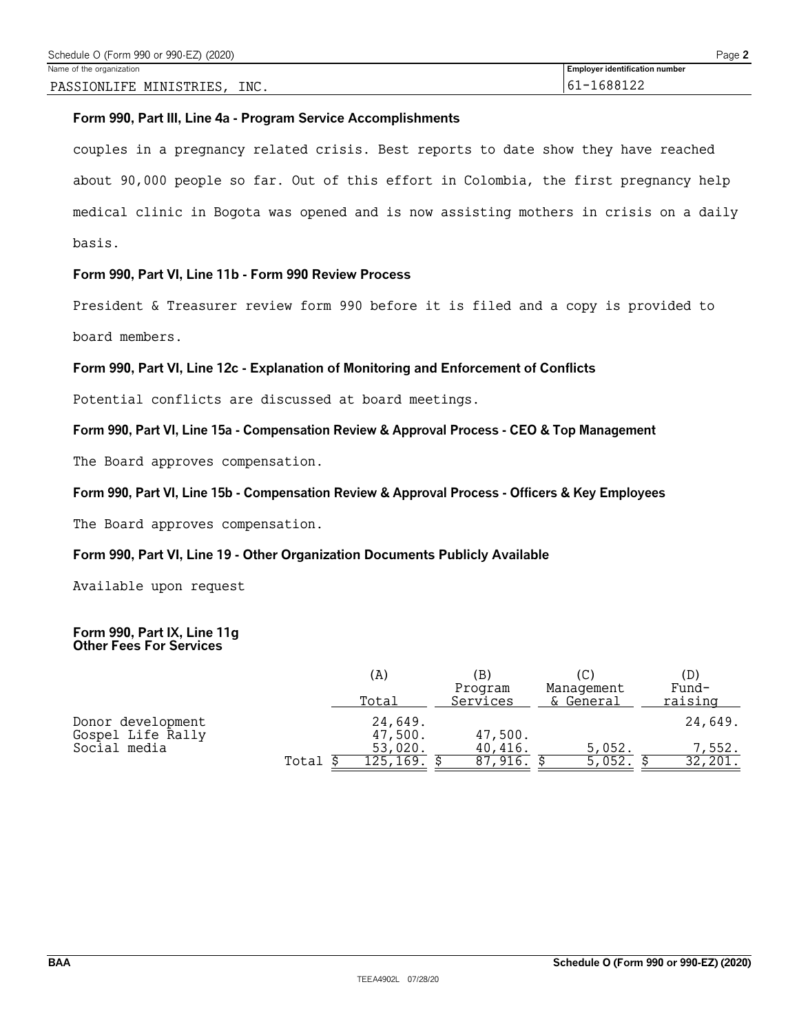Schedule O (Form 990 or 990-EZ) (2020)

Name of the organization: PASSIONLIFE MINISTRIES, INC.

Employer identification number: 61-1688122

**Form 990, Part III, Line 4a - Program Service Accomplishments**

couples in a pregnancy related crisis. Best reports to date show they have reached about 90,000 people so far. Out of this effort in Colombia, the first pregnancy help medical clinic in Bogota was opened and is now assisting mothers in crisis on a daily basis.

**Form 990, Part VI, Line 11b - Form 990 Review Process**

President & Treasurer review form 990 before it is filed and a copy is provided to board members.

**Form 990, Part VI, Line 12c - Explanation of Monitoring and Enforcement of Conflicts**

Potential conflicts are discussed at board meetings.

**Form 990, Part VI, Line 15a - Compensation Review & Approval Process - CEO & Top Management**

The Board approves compensation.

**Form 990, Part VI, Line 15b - Compensation Review & Approval Process - Officers & Key Employees**

The Board approves compensation.

**Form 990, Part VI, Line 19 - Other Organization Documents Publicly Available**

Available upon request

**Form 990, Part IX, Line 11g**
**Other Fees For Services**

| | (A) Total | (B) Program Services | (C) Management & General | (D) Fund-raising |
|---|---|---|---|---|
| Donor development | 24,649. | | | 24,649. |
| Gospel Life Rally | 47,500. | 47,500. | | |
| Social media | 53,020. | 40,416. | 5,052. | 7,552. |
| Total | $ 125,169. | $ 87,916. | $ 5,052. | $ 32,201. |

BAA Schedule O (Form 990 or 990-EZ) (2020)

TEEA4902L 07/28/20